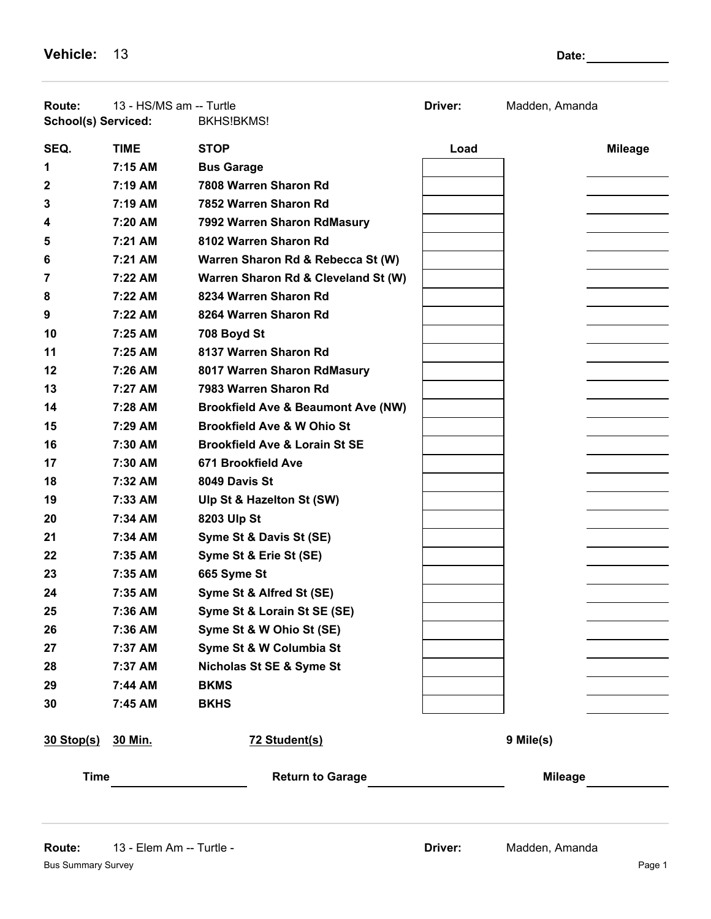**Vehicle:** 13 **Date:** ____________

**Route:** 13 - HS/MS am -- Turtle **Driver:** Madden, Amanda

**School(s) Serviced:** BKHS!BKMS!

| SEQ. | TIME | STOP | Load | Mileage |
|---|---|---|---|---|
| 1 | 7:15 AM | **Bus Garage** | | |
| 2 | 7:19 AM | **7808 Warren Sharon Rd** | | |
| 3 | 7:19 AM | **7852 Warren Sharon Rd** | | |
| 4 | 7:20 AM | **7992 Warren Sharon RdMasury** | | |
| 5 | 7:21 AM | **8102 Warren Sharon Rd** | | |
| 6 | 7:21 AM | **Warren Sharon Rd & Rebecca St (W)** | | |
| 7 | 7:22 AM | **Warren Sharon Rd & Cleveland St (W)** | | |
| 8 | 7:22 AM | **8234 Warren Sharon Rd** | | |
| 9 | 7:22 AM | **8264 Warren Sharon Rd** | | |
| 10 | 7:25 AM | **708 Boyd St** | | |
| 11 | 7:25 AM | **8137 Warren Sharon Rd** | | |
| 12 | 7:26 AM | **8017 Warren Sharon RdMasury** | | |
| 13 | 7:27 AM | **7983 Warren Sharon Rd** | | |
| 14 | 7:28 AM | **Brookfield Ave & Beaumont Ave (NW)** | | |
| 15 | 7:29 AM | **Brookfield Ave & W Ohio St** | | |
| 16 | 7:30 AM | **Brookfield Ave & Lorain St SE** | | |
| 17 | 7:30 AM | **671 Brookfield Ave** | | |
| 18 | 7:32 AM | **8049 Davis St** | | |
| 19 | 7:33 AM | **Ulp St & Hazelton St (SW)** | | |
| 20 | 7:34 AM | **8203 Ulp St** | | |
| 21 | 7:34 AM | **Syme St & Davis St (SE)** | | |
| 22 | 7:35 AM | **Syme St & Erie St (SE)** | | |
| 23 | 7:35 AM | **665 Syme St** | | |
| 24 | 7:35 AM | **Syme St & Alfred St (SE)** | | |
| 25 | 7:36 AM | **Syme St & Lorain St SE (SE)** | | |
| 26 | 7:36 AM | **Syme St & W Ohio St (SE)** | | |
| 27 | 7:37 AM | **Syme St & W Columbia St** | | |
| 28 | 7:37 AM | **Nicholas St SE & Syme St** | | |
| 29 | 7:44 AM | **BKMS** | | |
| 30 | 7:45 AM | **BKHS** | | |

**30 Stop(s)** **30 Min.** **72 Student(s)** **9 Mile(s)**

**Time** ____________ **Return to Garage** ____________ **Mileage** ____________

**Route:** 13 - Elem Am -- Turtle - **Driver:** Madden, Amanda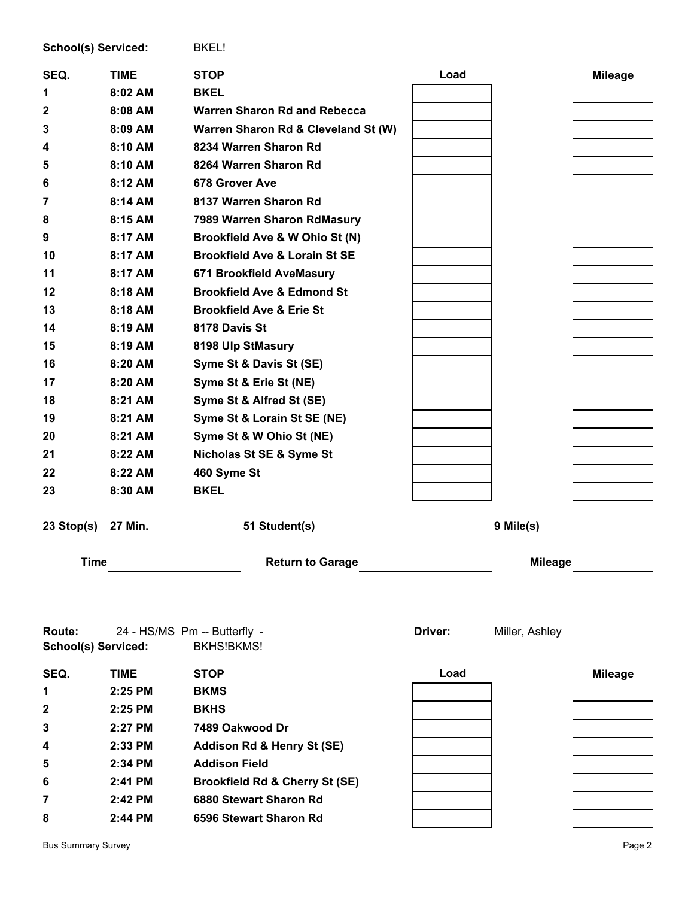**School(s) Serviced:** BKEL!

| SEQ. | TIME | STOP | Load | Mileage |
|---|---|---|---|---|
| 1 | 8:02 AM | BKEL | | |
| 2 | 8:08 AM | Warren Sharon Rd and Rebecca | | |
| 3 | 8:09 AM | Warren Sharon Rd & Cleveland St (W) | | |
| 4 | 8:10 AM | 8234 Warren Sharon Rd | | |
| 5 | 8:10 AM | 8264 Warren Sharon Rd | | |
| 6 | 8:12 AM | 678 Grover Ave | | |
| 7 | 8:14 AM | 8137 Warren Sharon Rd | | |
| 8 | 8:15 AM | 7989 Warren Sharon RdMasury | | |
| 9 | 8:17 AM | Brookfield Ave & W Ohio St (N) | | |
| 10 | 8:17 AM | Brookfield Ave & Lorain St SE | | |
| 11 | 8:17 AM | 671 Brookfield AveMasury | | |
| 12 | 8:18 AM | Brookfield Ave & Edmond St | | |
| 13 | 8:18 AM | Brookfield Ave & Erie St | | |
| 14 | 8:19 AM | 8178 Davis St | | |
| 15 | 8:19 AM | 8198 Ulp StMasury | | |
| 16 | 8:20 AM | Syme St & Davis St (SE) | | |
| 17 | 8:20 AM | Syme St & Erie St (NE) | | |
| 18 | 8:21 AM | Syme St & Alfred St (SE) | | |
| 19 | 8:21 AM | Syme St & Lorain St SE (NE) | | |
| 20 | 8:21 AM | Syme St & W Ohio St (NE) | | |
| 21 | 8:22 AM | Nicholas St SE & Syme St | | |
| 22 | 8:22 AM | 460 Syme St | | |
| 23 | 8:30 AM | BKEL | | |

**23 Stop(s)** **27 Min.** **51 Student(s)** **9 Mile(s)**

**Time** ________ **Return to Garage** ________ **Mileage** ________

---

**Route:** 24 - HS/MS Pm -- Butterfly - **Driver:** Miller, Ashley

**School(s) Serviced:** BKHS!BKMS!

| SEQ. | TIME | STOP | Load | Mileage |
|---|---|---|---|---|
| 1 | 2:25 PM | BKMS | | |
| 2 | 2:25 PM | BKHS | | |
| 3 | 2:27 PM | 7489 Oakwood Dr | | |
| 4 | 2:33 PM | Addison Rd & Henry St (SE) | | |
| 5 | 2:34 PM | Addison Field | | |
| 6 | 2:41 PM | Brookfield Rd & Cherry St (SE) | | |
| 7 | 2:42 PM | 6880 Stewart Sharon Rd | | |
| 8 | 2:44 PM | 6596 Stewart Sharon Rd | | |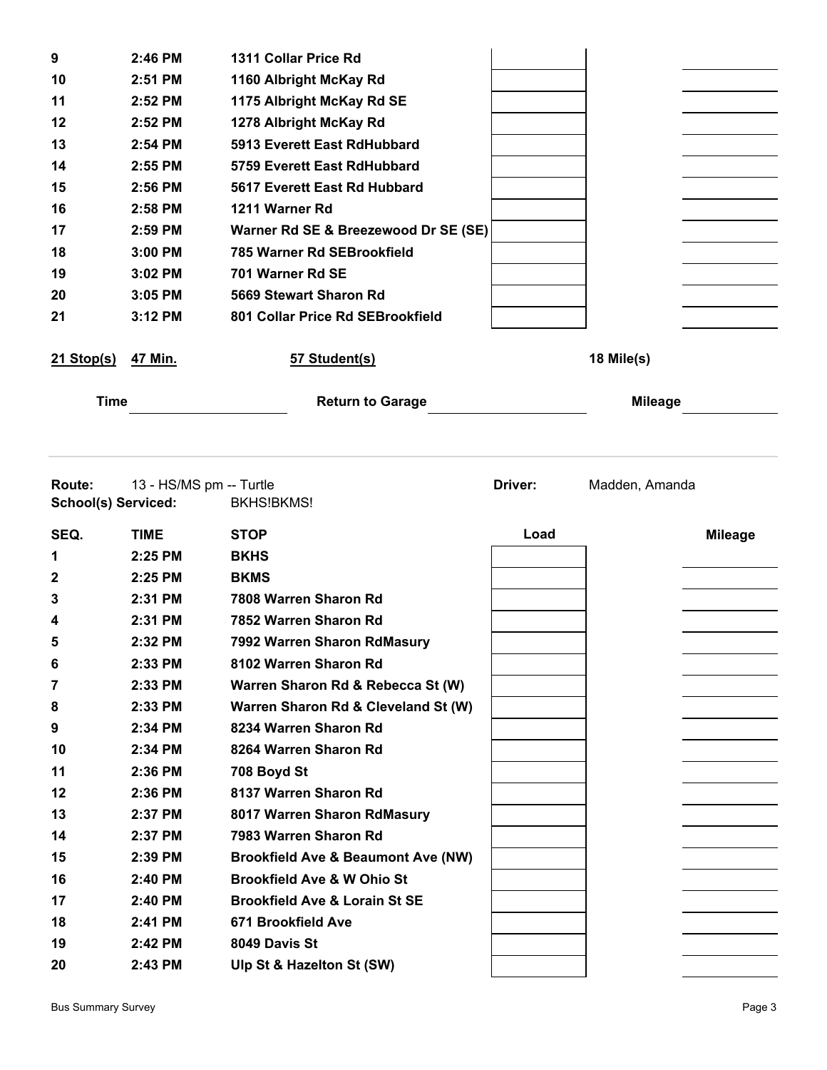| SEQ. | TIME | STOP | Load | Mileage |
|---|---|---|---|---|
| 9 | 2:46 PM | 1311 Collar Price Rd | | |
| 10 | 2:51 PM | 1160 Albright McKay Rd | | |
| 11 | 2:52 PM | 1175 Albright McKay Rd SE | | |
| 12 | 2:52 PM | 1278 Albright McKay Rd | | |
| 13 | 2:54 PM | 5913 Everett East RdHubbard | | |
| 14 | 2:55 PM | 5759 Everett East RdHubbard | | |
| 15 | 2:56 PM | 5617 Everett East Rd Hubbard | | |
| 16 | 2:58 PM | 1211 Warner Rd | | |
| 17 | 2:59 PM | Warner Rd SE & Breezewood Dr SE (SE) | | |
| 18 | 3:00 PM | 785 Warner Rd SEBrookfield | | |
| 19 | 3:02 PM | 701 Warner Rd SE | | |
| 20 | 3:05 PM | 5669 Stewart Sharon Rd | | |
| 21 | 3:12 PM | 801 Collar Price Rd SEBrookfield | | |

**21 Stop(s)** **47 Min.** **57 Student(s)** **18 Mile(s)**

**Time** ____________ **Return to Garage** ____________ **Mileage** ____________

---

**Route:** 13 - HS/MS pm -- Turtle **Driver:** Madden, Amanda

**School(s) Serviced:** BKHS!BKMS!

| SEQ. | TIME | STOP | Load | Mileage |
|---|---|---|---|---|
| 1 | 2:25 PM | BKHS | | |
| 2 | 2:25 PM | BKMS | | |
| 3 | 2:31 PM | 7808 Warren Sharon Rd | | |
| 4 | 2:31 PM | 7852 Warren Sharon Rd | | |
| 5 | 2:32 PM | 7992 Warren Sharon RdMasury | | |
| 6 | 2:33 PM | 8102 Warren Sharon Rd | | |
| 7 | 2:33 PM | Warren Sharon Rd & Rebecca St (W) | | |
| 8 | 2:33 PM | Warren Sharon Rd & Cleveland St (W) | | |
| 9 | 2:34 PM | 8234 Warren Sharon Rd | | |
| 10 | 2:34 PM | 8264 Warren Sharon Rd | | |
| 11 | 2:36 PM | 708 Boyd St | | |
| 12 | 2:36 PM | 8137 Warren Sharon Rd | | |
| 13 | 2:37 PM | 8017 Warren Sharon RdMasury | | |
| 14 | 2:37 PM | 7983 Warren Sharon Rd | | |
| 15 | 2:39 PM | Brookfield Ave & Beaumont Ave (NW) | | |
| 16 | 2:40 PM | Brookfield Ave & W Ohio St | | |
| 17 | 2:40 PM | Brookfield Ave & Lorain St SE | | |
| 18 | 2:41 PM | 671 Brookfield Ave | | |
| 19 | 2:42 PM | 8049 Davis St | | |
| 20 | 2:43 PM | Ulp St & Hazelton St (SW) | | |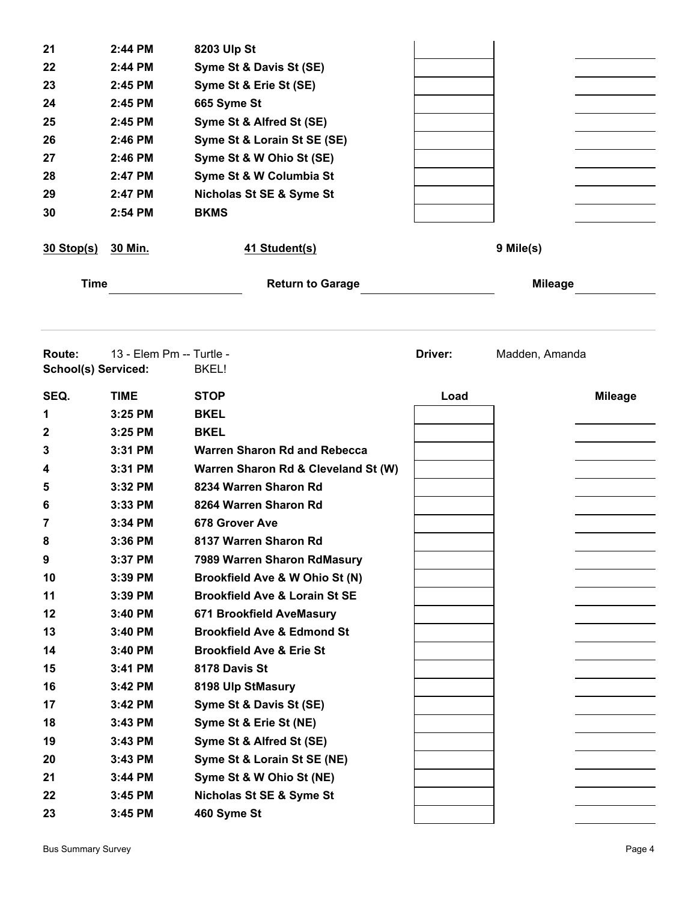| SEQ. | TIME | STOP | Load | Mileage |
|---|---|---|---|---|
| 21 | 2:44 PM | 8203 Ulp St | | |
| 22 | 2:44 PM | Syme St & Davis St (SE) | | |
| 23 | 2:45 PM | Syme St & Erie St (SE) | | |
| 24 | 2:45 PM | 665 Syme St | | |
| 25 | 2:45 PM | Syme St & Alfred St (SE) | | |
| 26 | 2:46 PM | Syme St & Lorain St SE (SE) | | |
| 27 | 2:46 PM | Syme St & W Ohio St (SE) | | |
| 28 | 2:47 PM | Syme St & W Columbia St | | |
| 29 | 2:47 PM | Nicholas St SE & Syme St | | |
| 30 | 2:54 PM | BKMS | | |

**30 Stop(s)** **30 Min.** **41 Student(s)** **9 Mile(s)**

**Time** ____________ **Return to Garage** ____________ **Mileage** ____________

**Route:** 13 - Elem Pm -- Turtle - **Driver:** Madden, Amanda
**School(s) Serviced:** BKEL!

| SEQ. | TIME | STOP | Load | Mileage |
|---|---|---|---|---|
| 1 | 3:25 PM | BKEL | | |
| 2 | 3:25 PM | BKEL | | |
| 3 | 3:31 PM | Warren Sharon Rd and Rebecca | | |
| 4 | 3:31 PM | Warren Sharon Rd & Cleveland St (W) | | |
| 5 | 3:32 PM | 8234 Warren Sharon Rd | | |
| 6 | 3:33 PM | 8264 Warren Sharon Rd | | |
| 7 | 3:34 PM | 678 Grover Ave | | |
| 8 | 3:36 PM | 8137 Warren Sharon Rd | | |
| 9 | 3:37 PM | 7989 Warren Sharon RdMasury | | |
| 10 | 3:39 PM | Brookfield Ave & W Ohio St (N) | | |
| 11 | 3:39 PM | Brookfield Ave & Lorain St SE | | |
| 12 | 3:40 PM | 671 Brookfield AveMasury | | |
| 13 | 3:40 PM | Brookfield Ave & Edmond St | | |
| 14 | 3:40 PM | Brookfield Ave & Erie St | | |
| 15 | 3:41 PM | 8178 Davis St | | |
| 16 | 3:42 PM | 8198 Ulp StMasury | | |
| 17 | 3:42 PM | Syme St & Davis St (SE) | | |
| 18 | 3:43 PM | Syme St & Erie St (NE) | | |
| 19 | 3:43 PM | Syme St & Alfred St (SE) | | |
| 20 | 3:43 PM | Syme St & Lorain St SE (NE) | | |
| 21 | 3:44 PM | Syme St & W Ohio St (NE) | | |
| 22 | 3:45 PM | Nicholas St SE & Syme St | | |
| 23 | 3:45 PM | 460 Syme St | | |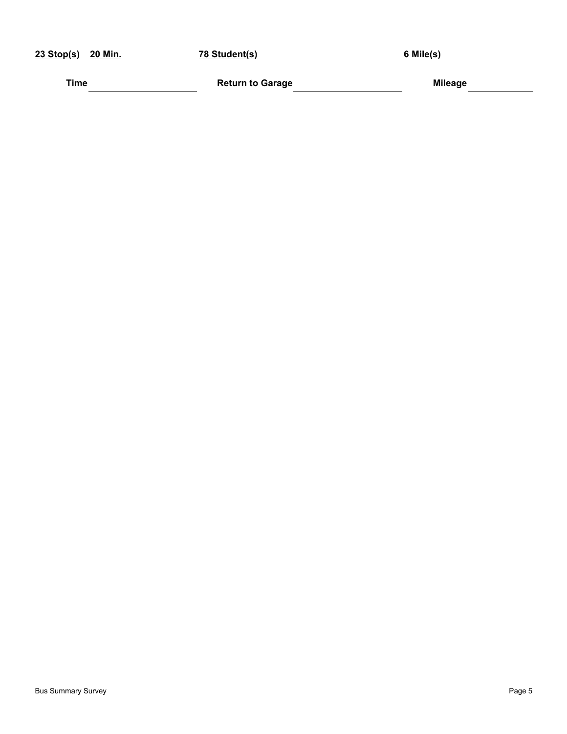**<u>23 Stop(s)</u>** **<u>20 Min.</u>** **<u>78 Student(s)</u>** **6 Mile(s)**

**Time** ____________________ **Return to Garage** ____________________ **Mileage** ____________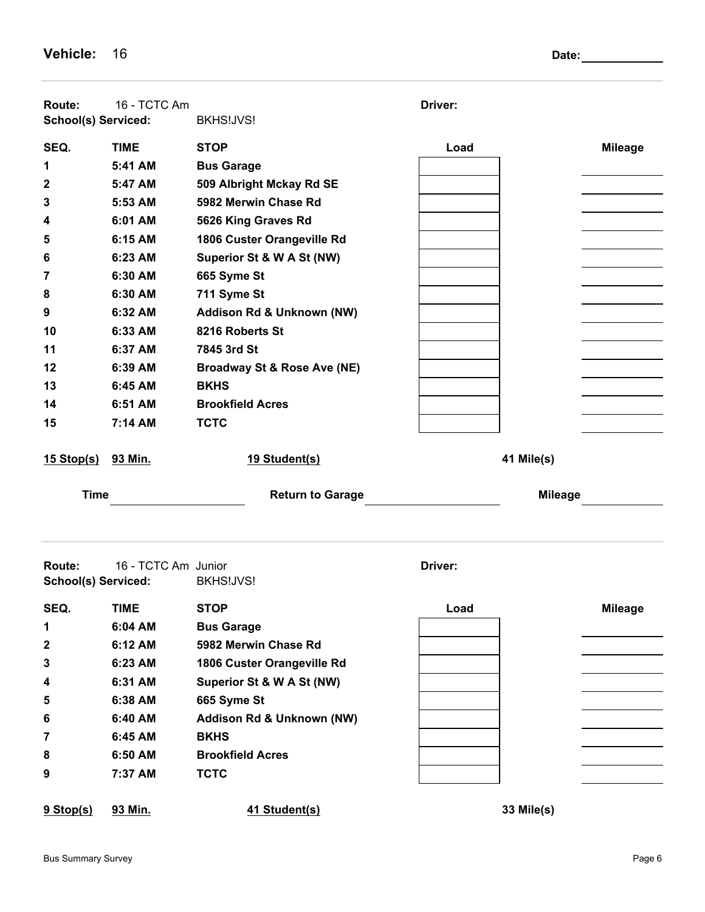**Vehicle:** 16 **Date:** ____________

---

**Route:** 16 - TCTC Am **Driver:**

**School(s) Serviced:** BKHS!JVS!

| SEQ. | TIME | STOP | Load | Mileage |
|---|---|---|---|---|
| 1 | 5:41 AM | **Bus Garage** | | |
| 2 | 5:47 AM | **509 Albright Mckay Rd SE** | | |
| 3 | 5:53 AM | **5982 Merwin Chase Rd** | | |
| 4 | 6:01 AM | **5626 King Graves Rd** | | |
| 5 | 6:15 AM | **1806 Custer Orangeville Rd** | | |
| 6 | 6:23 AM | **Superior St & W A St (NW)** | | |
| 7 | 6:30 AM | **665 Syme St** | | |
| 8 | 6:30 AM | **711 Syme St** | | |
| 9 | 6:32 AM | **Addison Rd & Unknown (NW)** | | |
| 10 | 6:33 AM | **8216 Roberts St** | | |
| 11 | 6:37 AM | **7845 3rd St** | | |
| 12 | 6:39 AM | **Broadway St & Rose Ave (NE)** | | |
| 13 | 6:45 AM | **BKHS** | | |
| 14 | 6:51 AM | **Brookfield Acres** | | |
| 15 | 7:14 AM | **TCTC** | | |

**15 Stop(s)** **93 Min.** **19 Student(s)** **41 Mile(s)**

**Time** ____________ **Return to Garage** ____________ **Mileage** ____________

---

**Route:** 16 - TCTC Am Junior **Driver:**

**School(s) Serviced:** BKHS!JVS!

| SEQ. | TIME | STOP | Load | Mileage |
|---|---|---|---|---|
| 1 | 6:04 AM | **Bus Garage** | | |
| 2 | 6:12 AM | **5982 Merwin Chase Rd** | | |
| 3 | 6:23 AM | **1806 Custer Orangeville Rd** | | |
| 4 | 6:31 AM | **Superior St & W A St (NW)** | | |
| 5 | 6:38 AM | **665 Syme St** | | |
| 6 | 6:40 AM | **Addison Rd & Unknown (NW)** | | |
| 7 | 6:45 AM | **BKHS** | | |
| 8 | 6:50 AM | **Brookfield Acres** | | |
| 9 | 7:37 AM | **TCTC** | | |

**9 Stop(s)** **93 Min.** **41 Student(s)** **33 Mile(s)**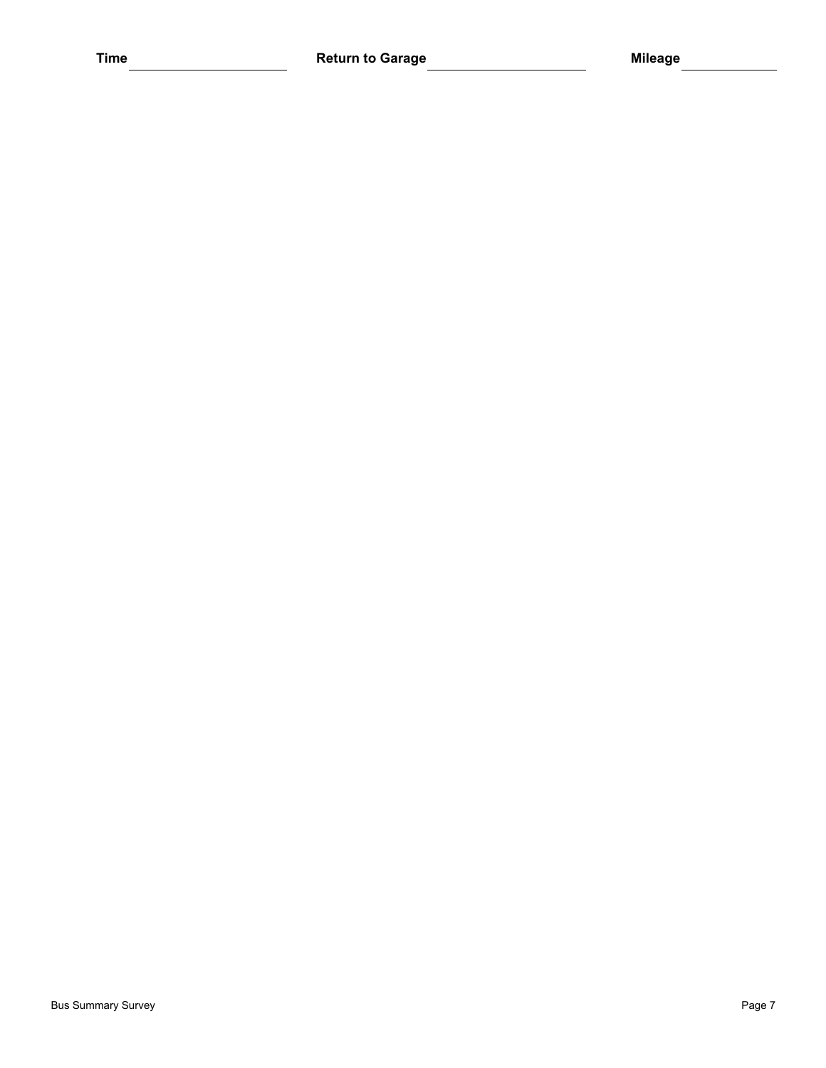**Time** ______________________ **Return to Garage** ______________________ **Mileage** ______________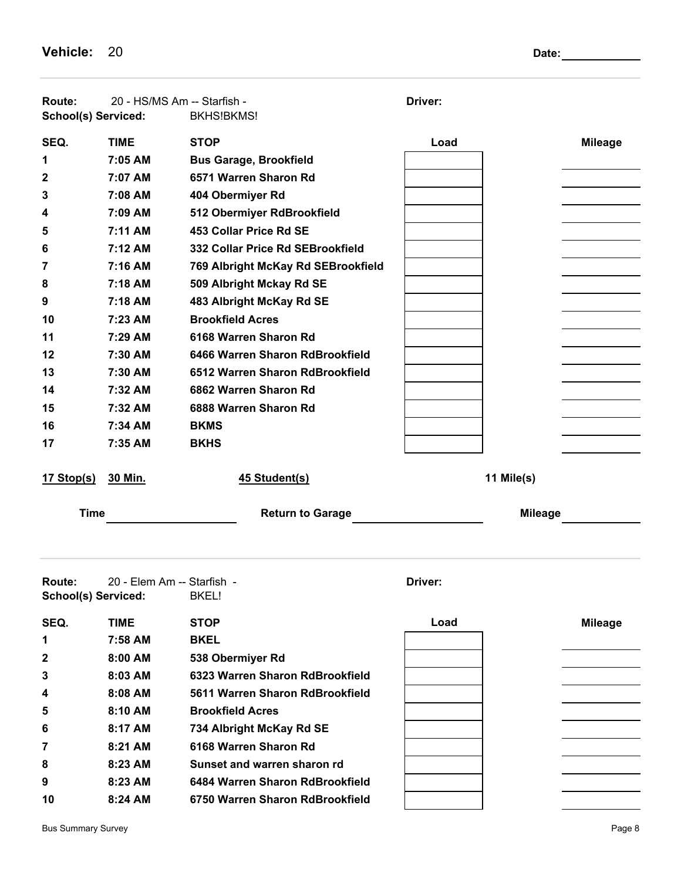**Vehicle:** 20 **Date:** ____________

**Route:** 20 - HS/MS Am -- Starfish - **Driver:**
**School(s) Serviced:** BKHS!BKMS!

| SEQ. | TIME | STOP | Load | Mileage |
|---|---|---|---|---|
| 1 | 7:05 AM | Bus Garage, Brookfield | | |
| 2 | 7:07 AM | 6571 Warren Sharon Rd | | |
| 3 | 7:08 AM | 404 Obermiyer Rd | | |
| 4 | 7:09 AM | 512 Obermiyer RdBrookfield | | |
| 5 | 7:11 AM | 453 Collar Price Rd SE | | |
| 6 | 7:12 AM | 332 Collar Price Rd SEBrookfield | | |
| 7 | 7:16 AM | 769 Albright McKay Rd SEBrookfield | | |
| 8 | 7:18 AM | 509 Albright Mckay Rd SE | | |
| 9 | 7:18 AM | 483 Albright McKay Rd SE | | |
| 10 | 7:23 AM | Brookfield Acres | | |
| 11 | 7:29 AM | 6168 Warren Sharon Rd | | |
| 12 | 7:30 AM | 6466 Warren Sharon RdBrookfield | | |
| 13 | 7:30 AM | 6512 Warren Sharon RdBrookfield | | |
| 14 | 7:32 AM | 6862 Warren Sharon Rd | | |
| 15 | 7:32 AM | 6888 Warren Sharon Rd | | |
| 16 | 7:34 AM | BKMS | | |
| 17 | 7:35 AM | BKHS | | |

**17 Stop(s)** **30 Min.** **45 Student(s)** **11 Mile(s)**

**Time** ____________ **Return to Garage** ____________ **Mileage** ____________

**Route:** 20 - Elem Am -- Starfish - **Driver:**
**School(s) Serviced:** BKEL!

| SEQ. | TIME | STOP | Load | Mileage |
|---|---|---|---|---|
| 1 | 7:58 AM | BKEL | | |
| 2 | 8:00 AM | 538 Obermiyer Rd | | |
| 3 | 8:03 AM | 6323 Warren Sharon RdBrookfield | | |
| 4 | 8:08 AM | 5611 Warren Sharon RdBrookfield | | |
| 5 | 8:10 AM | Brookfield Acres | | |
| 6 | 8:17 AM | 734 Albright McKay Rd SE | | |
| 7 | 8:21 AM | 6168 Warren Sharon Rd | | |
| 8 | 8:23 AM | Sunset and warren sharon rd | | |
| 9 | 8:23 AM | 6484 Warren Sharon RdBrookfield | | |
| 10 | 8:24 AM | 6750 Warren Sharon RdBrookfield | | |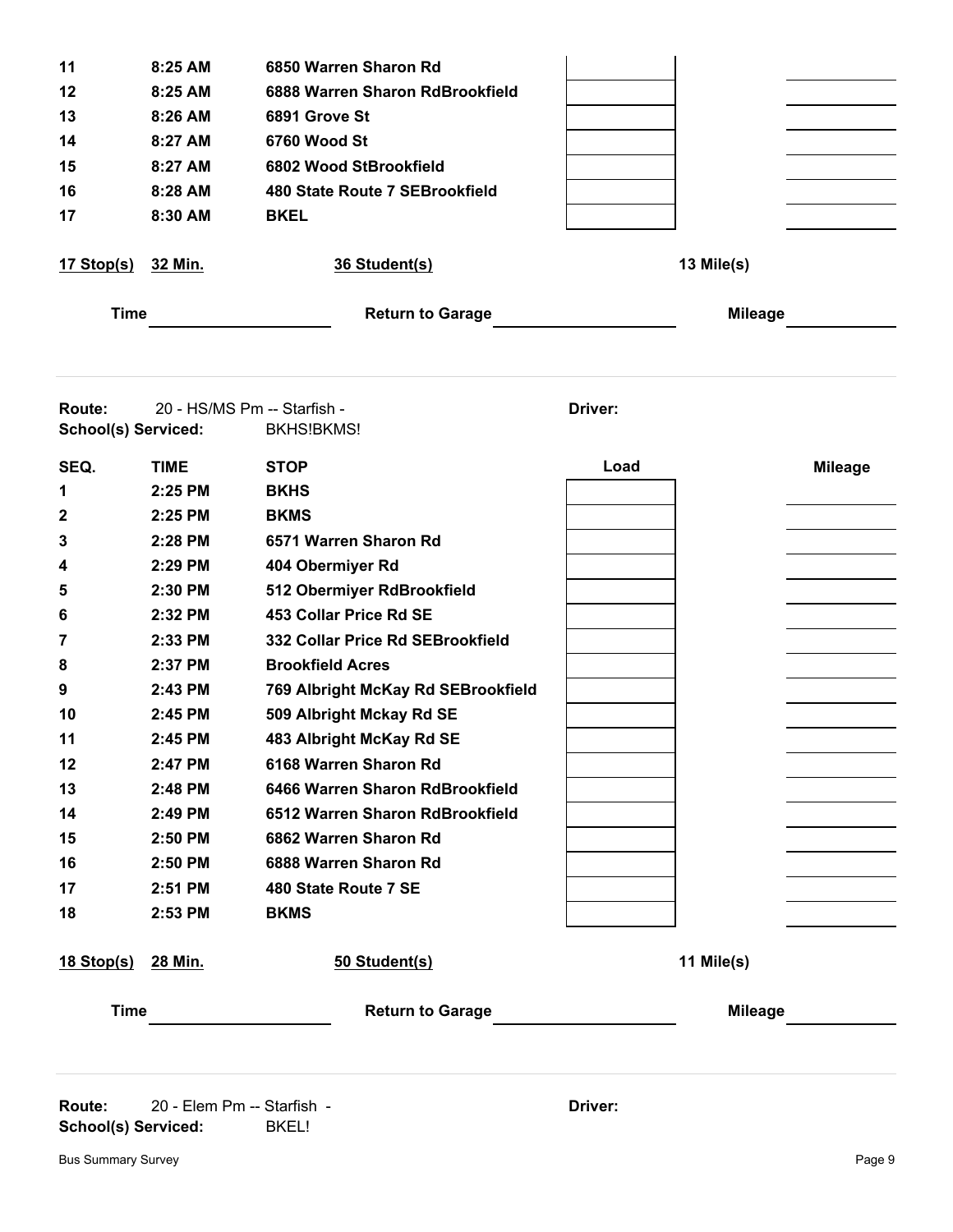| SEQ. | TIME | STOP | Load | Mileage |
|---|---|---|---|---|
| 11 | 8:25 AM | 6850 Warren Sharon Rd | | |
| 12 | 8:25 AM | 6888 Warren Sharon RdBrookfield | | |
| 13 | 8:26 AM | 6891 Grove St | | |
| 14 | 8:27 AM | 6760 Wood St | | |
| 15 | 8:27 AM | 6802 Wood StBrookfield | | |
| 16 | 8:28 AM | 480 State Route 7 SEBrookfield | | |
| 17 | 8:30 AM | BKEL | | |

**17 Stop(s)** **32 Min.** **36 Student(s)** **13 Mile(s)**

**Time** ____________ **Return to Garage** ____________ **Mileage** ____________

---

**Route:** 20 - HS/MS Pm -- Starfish - **Driver:**
**School(s) Serviced:** BKHS!BKMS!

| SEQ. | TIME | STOP | Load | Mileage |
|---|---|---|---|---|
| 1 | 2:25 PM | BKHS | | |
| 2 | 2:25 PM | BKMS | | |
| 3 | 2:28 PM | 6571 Warren Sharon Rd | | |
| 4 | 2:29 PM | 404 Obermiyer Rd | | |
| 5 | 2:30 PM | 512 Obermiyer RdBrookfield | | |
| 6 | 2:32 PM | 453 Collar Price Rd SE | | |
| 7 | 2:33 PM | 332 Collar Price Rd SEBrookfield | | |
| 8 | 2:37 PM | Brookfield Acres | | |
| 9 | 2:43 PM | 769 Albright McKay Rd SEBrookfield | | |
| 10 | 2:45 PM | 509 Albright Mckay Rd SE | | |
| 11 | 2:45 PM | 483 Albright McKay Rd SE | | |
| 12 | 2:47 PM | 6168 Warren Sharon Rd | | |
| 13 | 2:48 PM | 6466 Warren Sharon RdBrookfield | | |
| 14 | 2:49 PM | 6512 Warren Sharon RdBrookfield | | |
| 15 | 2:50 PM | 6862 Warren Sharon Rd | | |
| 16 | 2:50 PM | 6888 Warren Sharon Rd | | |
| 17 | 2:51 PM | 480 State Route 7 SE | | |
| 18 | 2:53 PM | BKMS | | |

**18 Stop(s)** **28 Min.** **50 Student(s)** **11 Mile(s)**

**Time** ____________ **Return to Garage** ____________ **Mileage** ____________

---

**Route:** 20 - Elem Pm -- Starfish - **Driver:**
**School(s) Serviced:** BKEL!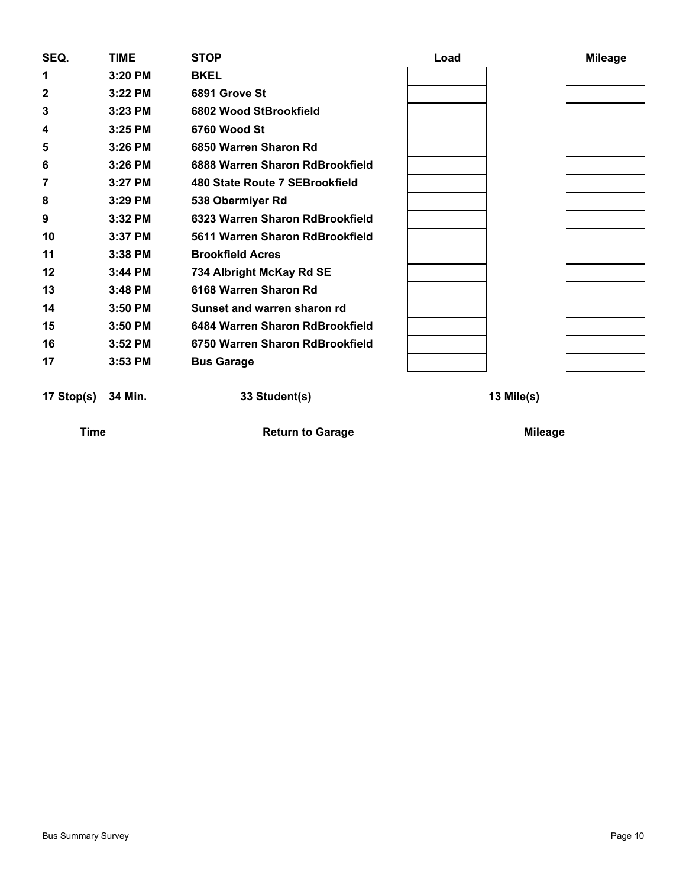| SEQ. | TIME | STOP | Load | Mileage |
|---|---|---|---|---|
| 1 | 3:20 PM | BKEL | | |
| 2 | 3:22 PM | 6891 Grove St | | |
| 3 | 3:23 PM | 6802 Wood StBrookfield | | |
| 4 | 3:25 PM | 6760 Wood St | | |
| 5 | 3:26 PM | 6850 Warren Sharon Rd | | |
| 6 | 3:26 PM | 6888 Warren Sharon RdBrookfield | | |
| 7 | 3:27 PM | 480 State Route 7 SEBrookfield | | |
| 8 | 3:29 PM | 538 Obermiyer Rd | | |
| 9 | 3:32 PM | 6323 Warren Sharon RdBrookfield | | |
| 10 | 3:37 PM | 5611 Warren Sharon RdBrookfield | | |
| 11 | 3:38 PM | Brookfield Acres | | |
| 12 | 3:44 PM | 734 Albright McKay Rd SE | | |
| 13 | 3:48 PM | 6168 Warren Sharon Rd | | |
| 14 | 3:50 PM | Sunset and warren sharon rd | | |
| 15 | 3:50 PM | 6484 Warren Sharon RdBrookfield | | |
| 16 | 3:52 PM | 6750 Warren Sharon RdBrookfield | | |
| 17 | 3:53 PM | Bus Garage | | |

**17 Stop(s)** **34 Min.** **33 Student(s)** **13 Mile(s)**

**Time** ____________ **Return to Garage** ____________ **Mileage** ____________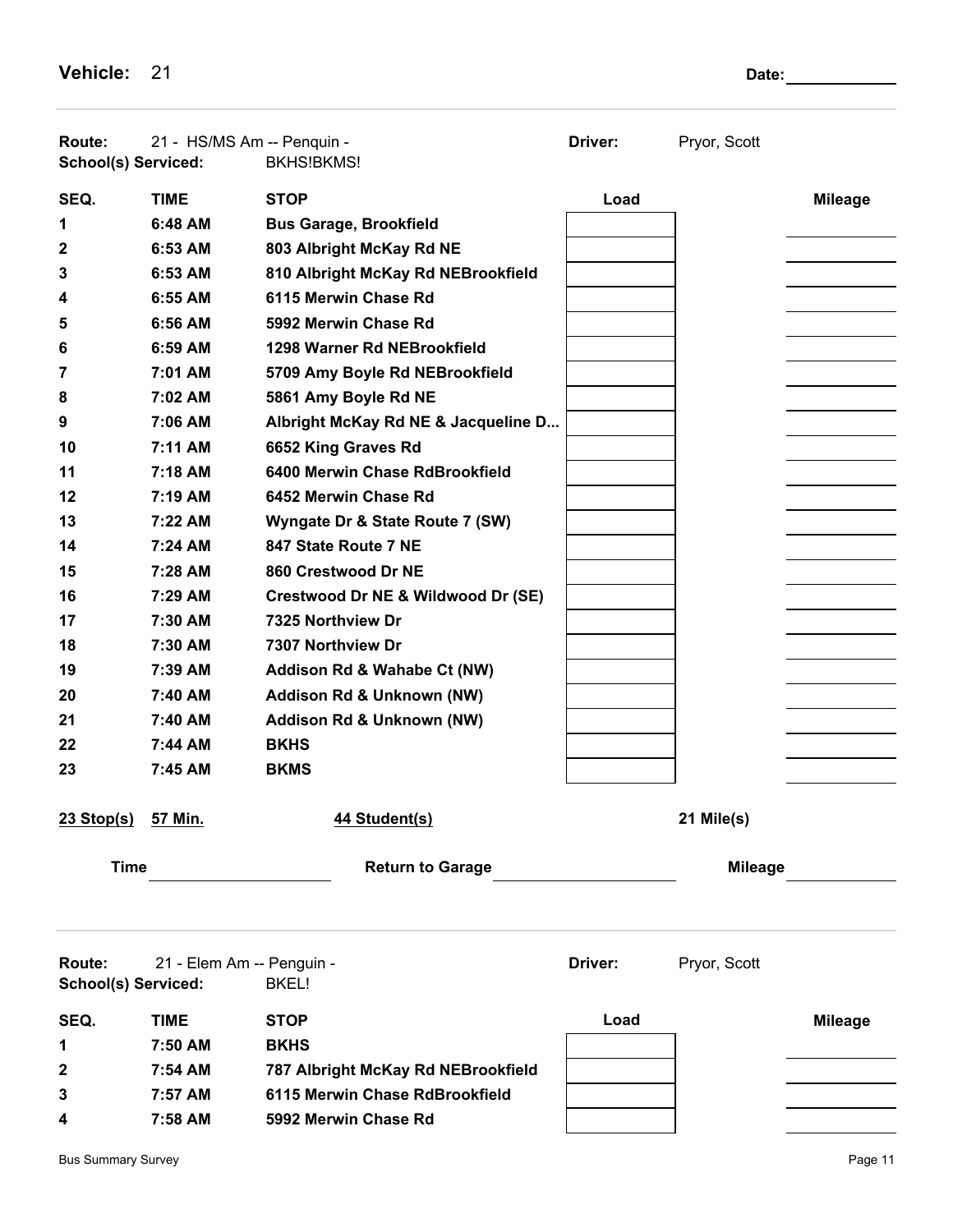**Vehicle:** 21 **Date:** ____________

**Route:** 21 - HS/MS Am -- Penquin - **Driver:** Pryor, Scott
**School(s) Serviced:** BKHS!BKMS!

| SEQ. | TIME | STOP | Load | Mileage |
|---|---|---|---|---|
| 1 | 6:48 AM | Bus Garage, Brookfield | | |
| 2 | 6:53 AM | 803 Albright McKay Rd NE | | |
| 3 | 6:53 AM | 810 Albright McKay Rd NEBrookfield | | |
| 4 | 6:55 AM | 6115 Merwin Chase Rd | | |
| 5 | 6:56 AM | 5992 Merwin Chase Rd | | |
| 6 | 6:59 AM | 1298 Warner Rd NEBrookfield | | |
| 7 | 7:01 AM | 5709 Amy Boyle Rd NEBrookfield | | |
| 8 | 7:02 AM | 5861 Amy Boyle Rd NE | | |
| 9 | 7:06 AM | Albright McKay Rd NE & Jacqueline D... | | |
| 10 | 7:11 AM | 6652 King Graves Rd | | |
| 11 | 7:18 AM | 6400 Merwin Chase RdBrookfield | | |
| 12 | 7:19 AM | 6452 Merwin Chase Rd | | |
| 13 | 7:22 AM | Wyngate Dr & State Route 7 (SW) | | |
| 14 | 7:24 AM | 847 State Route 7 NE | | |
| 15 | 7:28 AM | 860 Crestwood Dr NE | | |
| 16 | 7:29 AM | Crestwood Dr NE & Wildwood Dr (SE) | | |
| 17 | 7:30 AM | 7325 Northview Dr | | |
| 18 | 7:30 AM | 7307 Northview Dr | | |
| 19 | 7:39 AM | Addison Rd & Wahabe Ct (NW) | | |
| 20 | 7:40 AM | Addison Rd & Unknown (NW) | | |
| 21 | 7:40 AM | Addison Rd & Unknown (NW) | | |
| 22 | 7:44 AM | BKHS | | |
| 23 | 7:45 AM | BKMS | | |

**23 Stop(s)** **57 Min.** **44 Student(s)** **21 Mile(s)**

**Time** ____________ **Return to Garage** ____________ **Mileage** ____________

**Route:** 21 - Elem Am -- Penquin - **Driver:** Pryor, Scott
**School(s) Serviced:** BKEL!

| SEQ. | TIME | STOP | Load | Mileage |
|---|---|---|---|---|
| 1 | 7:50 AM | BKHS | | |
| 2 | 7:54 AM | 787 Albright McKay Rd NEBrookfield | | |
| 3 | 7:57 AM | 6115 Merwin Chase RdBrookfield | | |
| 4 | 7:58 AM | 5992 Merwin Chase Rd | | |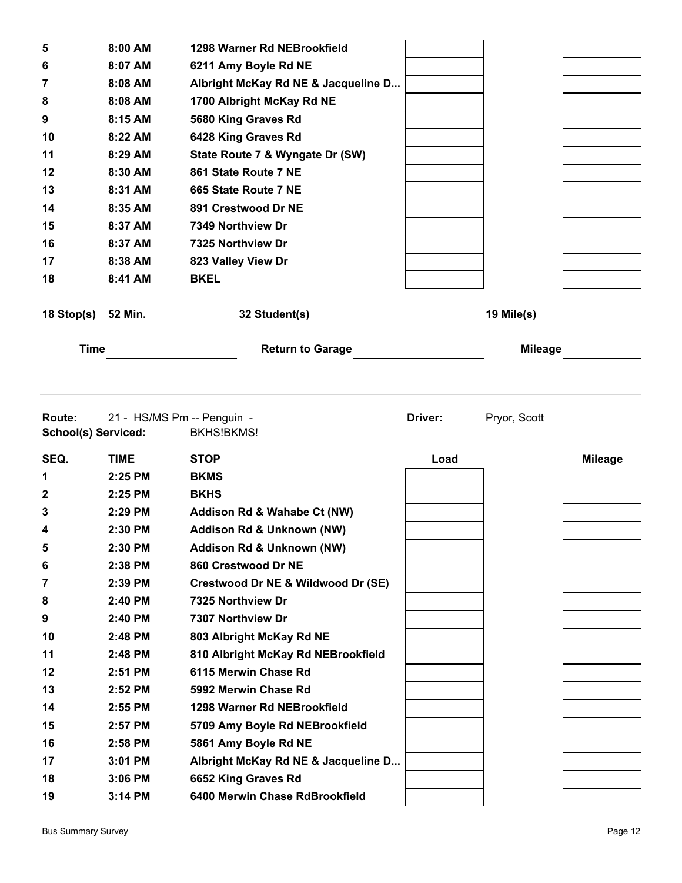| SEQ. | TIME | STOP | Load | Mileage |
|---|---|---|---|---|
| 5 | 8:00 AM | 1298 Warner Rd NEBrookfield | | |
| 6 | 8:07 AM | 6211 Amy Boyle Rd NE | | |
| 7 | 8:08 AM | Albright McKay Rd NE & Jacqueline D... | | |
| 8 | 8:08 AM | 1700 Albright McKay Rd NE | | |
| 9 | 8:15 AM | 5680 King Graves Rd | | |
| 10 | 8:22 AM | 6428 King Graves Rd | | |
| 11 | 8:29 AM | State Route 7 & Wyngate Dr (SW) | | |
| 12 | 8:30 AM | 861 State Route 7 NE | | |
| 13 | 8:31 AM | 665 State Route 7 NE | | |
| 14 | 8:35 AM | 891 Crestwood Dr NE | | |
| 15 | 8:37 AM | 7349 Northview Dr | | |
| 16 | 8:37 AM | 7325 Northview Dr | | |
| 17 | 8:38 AM | 823 Valley View Dr | | |
| 18 | 8:41 AM | BKEL | | |

**18 Stop(s)** **52 Min.** **32 Student(s)** **19 Mile(s)**

**Time** ________ **Return to Garage** ________ **Mileage** ________

---

**Route:** 21 - HS/MS Pm -- Penguin - **Driver:** Pryor, Scott

**School(s) Serviced:** BKHS!BKMS!

| SEQ. | TIME | STOP | Load | Mileage |
|---|---|---|---|---|
| 1 | 2:25 PM | BKMS | | |
| 2 | 2:25 PM | BKHS | | |
| 3 | 2:29 PM | Addison Rd & Wahabe Ct (NW) | | |
| 4 | 2:30 PM | Addison Rd & Unknown (NW) | | |
| 5 | 2:30 PM | Addison Rd & Unknown (NW) | | |
| 6 | 2:38 PM | 860 Crestwood Dr NE | | |
| 7 | 2:39 PM | Crestwood Dr NE & Wildwood Dr (SE) | | |
| 8 | 2:40 PM | 7325 Northview Dr | | |
| 9 | 2:40 PM | 7307 Northview Dr | | |
| 10 | 2:48 PM | 803 Albright McKay Rd NE | | |
| 11 | 2:48 PM | 810 Albright McKay Rd NEBrookfield | | |
| 12 | 2:51 PM | 6115 Merwin Chase Rd | | |
| 13 | 2:52 PM | 5992 Merwin Chase Rd | | |
| 14 | 2:55 PM | 1298 Warner Rd NEBrookfield | | |
| 15 | 2:57 PM | 5709 Amy Boyle Rd NEBrookfield | | |
| 16 | 2:58 PM | 5861 Amy Boyle Rd NE | | |
| 17 | 3:01 PM | Albright McKay Rd NE & Jacqueline D... | | |
| 18 | 3:06 PM | 6652 King Graves Rd | | |
| 19 | 3:14 PM | 6400 Merwin Chase RdBrookfield | | |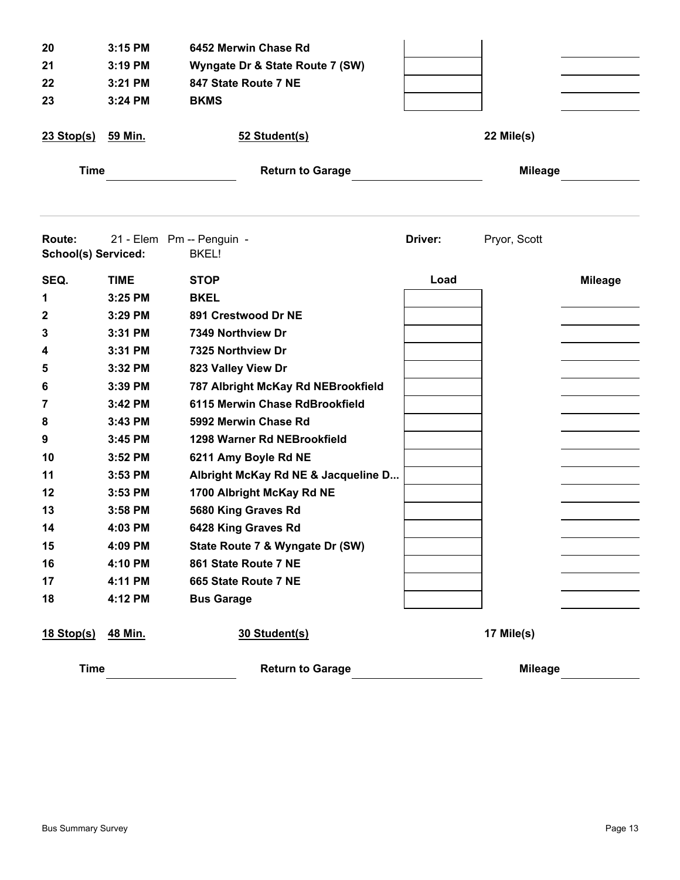| SEQ. | TIME | STOP | Load | Mileage |
|---|---|---|---|---|
| 20 | 3:15 PM | 6452 Merwin Chase Rd | | |
| 21 | 3:19 PM | Wyngate Dr & State Route 7 (SW) | | |
| 22 | 3:21 PM | 847 State Route 7 NE | | |
| 23 | 3:24 PM | BKMS | | |

**23 Stop(s)** **59 Min.** **52 Student(s)** **22 Mile(s)**

**Time** ________ **Return to Garage** ________ **Mileage** ________

---

**Route:** 21 - Elem Pm -- Penguin - **Driver:** Pryor, Scott

**School(s) Serviced:** BKEL!

| SEQ. | TIME | STOP | Load | Mileage |
|---|---|---|---|---|
| 1 | 3:25 PM | BKEL | | |
| 2 | 3:29 PM | 891 Crestwood Dr NE | | |
| 3 | 3:31 PM | 7349 Northview Dr | | |
| 4 | 3:31 PM | 7325 Northview Dr | | |
| 5 | 3:32 PM | 823 Valley View Dr | | |
| 6 | 3:39 PM | 787 Albright McKay Rd NEBrookfield | | |
| 7 | 3:42 PM | 6115 Merwin Chase RdBrookfield | | |
| 8 | 3:43 PM | 5992 Merwin Chase Rd | | |
| 9 | 3:45 PM | 1298 Warner Rd NEBrookfield | | |
| 10 | 3:52 PM | 6211 Amy Boyle Rd NE | | |
| 11 | 3:53 PM | Albright McKay Rd NE & Jacqueline D... | | |
| 12 | 3:53 PM | 1700 Albright McKay Rd NE | | |
| 13 | 3:58 PM | 5680 King Graves Rd | | |
| 14 | 4:03 PM | 6428 King Graves Rd | | |
| 15 | 4:09 PM | State Route 7 & Wyngate Dr (SW) | | |
| 16 | 4:10 PM | 861 State Route 7 NE | | |
| 17 | 4:11 PM | 665 State Route 7 NE | | |
| 18 | 4:12 PM | Bus Garage | | |

**18 Stop(s)** **48 Min.** **30 Student(s)** **17 Mile(s)**

**Time** ________ **Return to Garage** ________ **Mileage** ________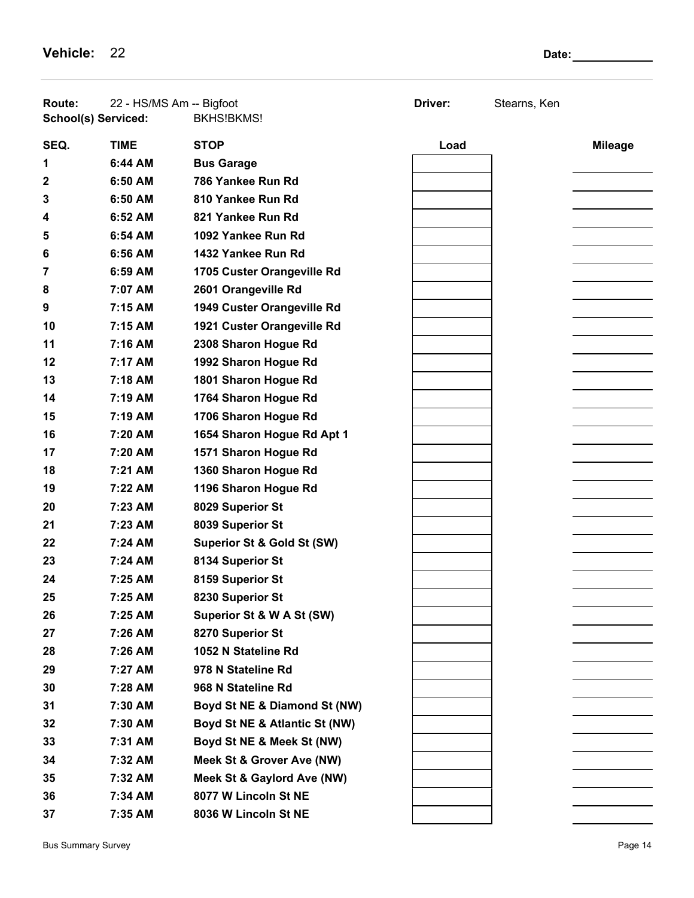**Vehicle:** 22 **Date:** ____________

**Route:** 22 - HS/MS Am -- Bigfoot **Driver:** Stearns, Ken

**School(s) Serviced:** BKHS!BKMS!

| SEQ. | TIME | STOP | Load | Mileage |
|---|---|---|---|---|
| 1 | 6:44 AM | **Bus Garage** | | |
| 2 | 6:50 AM | **786 Yankee Run Rd** | | |
| 3 | 6:50 AM | **810 Yankee Run Rd** | | |
| 4 | 6:52 AM | **821 Yankee Run Rd** | | |
| 5 | 6:54 AM | **1092 Yankee Run Rd** | | |
| 6 | 6:56 AM | **1432 Yankee Run Rd** | | |
| 7 | 6:59 AM | **1705 Custer Orangeville Rd** | | |
| 8 | 7:07 AM | **2601 Orangeville Rd** | | |
| 9 | 7:15 AM | **1949 Custer Orangeville Rd** | | |
| 10 | 7:15 AM | **1921 Custer Orangeville Rd** | | |
| 11 | 7:16 AM | **2308 Sharon Hogue Rd** | | |
| 12 | 7:17 AM | **1992 Sharon Hogue Rd** | | |
| 13 | 7:18 AM | **1801 Sharon Hogue Rd** | | |
| 14 | 7:19 AM | **1764 Sharon Hogue Rd** | | |
| 15 | 7:19 AM | **1706 Sharon Hogue Rd** | | |
| 16 | 7:20 AM | **1654 Sharon Hogue Rd Apt 1** | | |
| 17 | 7:20 AM | **1571 Sharon Hogue Rd** | | |
| 18 | 7:21 AM | **1360 Sharon Hogue Rd** | | |
| 19 | 7:22 AM | **1196 Sharon Hogue Rd** | | |
| 20 | 7:23 AM | **8029 Superior St** | | |
| 21 | 7:23 AM | **8039 Superior St** | | |
| 22 | 7:24 AM | **Superior St & Gold St (SW)** | | |
| 23 | 7:24 AM | **8134 Superior St** | | |
| 24 | 7:25 AM | **8159 Superior St** | | |
| 25 | 7:25 AM | **8230 Superior St** | | |
| 26 | 7:25 AM | **Superior St & W A St (SW)** | | |
| 27 | 7:26 AM | **8270 Superior St** | | |
| 28 | 7:26 AM | **1052 N Stateline Rd** | | |
| 29 | 7:27 AM | **978 N Stateline Rd** | | |
| 30 | 7:28 AM | **968 N Stateline Rd** | | |
| 31 | 7:30 AM | **Boyd St NE & Diamond St (NW)** | | |
| 32 | 7:30 AM | **Boyd St NE & Atlantic St (NW)** | | |
| 33 | 7:31 AM | **Boyd St NE & Meek St (NW)** | | |
| 34 | 7:32 AM | **Meek St & Grover Ave (NW)** | | |
| 35 | 7:32 AM | **Meek St & Gaylord Ave (NW)** | | |
| 36 | 7:34 AM | **8077 W Lincoln St NE** | | |
| 37 | 7:35 AM | **8036 W Lincoln St NE** | | |

Bus Summary Survey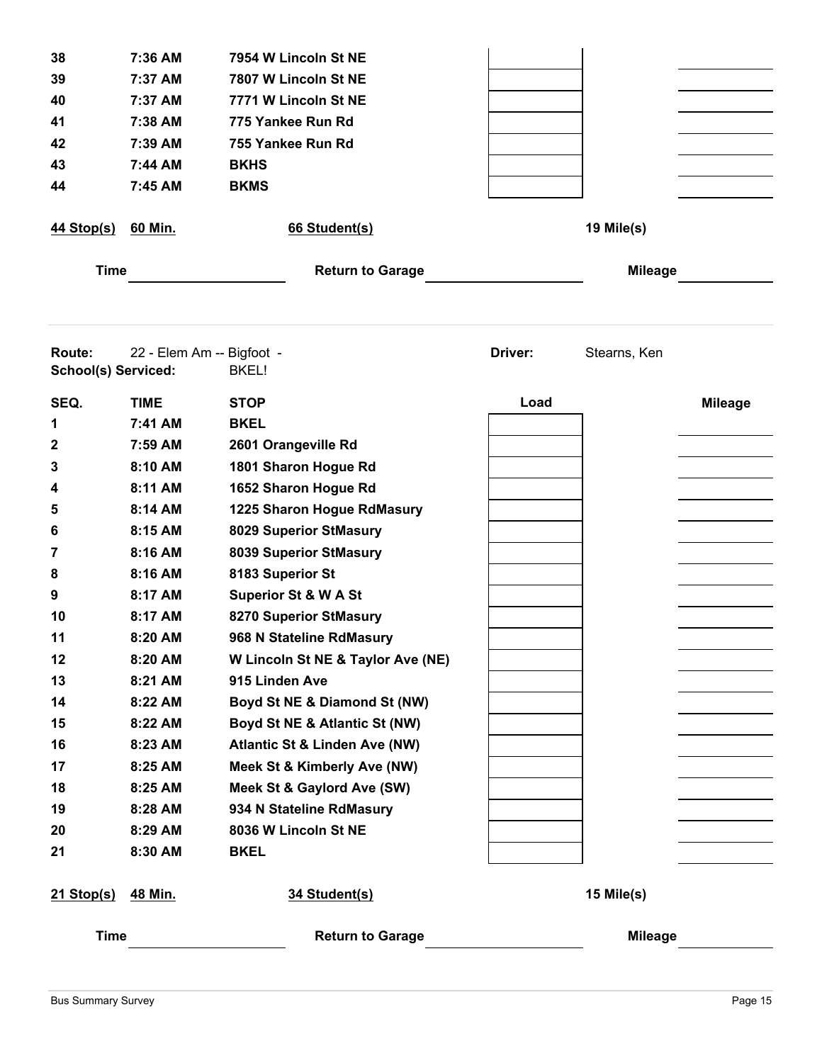| SEQ. | TIME | STOP | Load | Mileage |
|---|---|---|---|---|
| 38 | 7:36 AM | 7954 W Lincoln St NE | | |
| 39 | 7:37 AM | 7807 W Lincoln St NE | | |
| 40 | 7:37 AM | 7771 W Lincoln St NE | | |
| 41 | 7:38 AM | 775 Yankee Run Rd | | |
| 42 | 7:39 AM | 755 Yankee Run Rd | | |
| 43 | 7:44 AM | BKHS | | |
| 44 | 7:45 AM | BKMS | | |

**44 Stop(s)** **60 Min.** **66 Student(s)** **19 Mile(s)**

**Time** ________ **Return to Garage** ________ **Mileage** ________

---

**Route:** 22 - Elem Am -- Bigfoot - **Driver:** Stearns, Ken
**School(s) Serviced:** BKEL!

| SEQ. | TIME | STOP | Load | Mileage |
|---|---|---|---|---|
| 1 | 7:41 AM | BKEL | | |
| 2 | 7:59 AM | 2601 Orangeville Rd | | |
| 3 | 8:10 AM | 1801 Sharon Hogue Rd | | |
| 4 | 8:11 AM | 1652 Sharon Hogue Rd | | |
| 5 | 8:14 AM | 1225 Sharon Hogue RdMasury | | |
| 6 | 8:15 AM | 8029 Superior StMasury | | |
| 7 | 8:16 AM | 8039 Superior StMasury | | |
| 8 | 8:16 AM | 8183 Superior St | | |
| 9 | 8:17 AM | Superior St & W A St | | |
| 10 | 8:17 AM | 8270 Superior StMasury | | |
| 11 | 8:20 AM | 968 N Stateline RdMasury | | |
| 12 | 8:20 AM | W Lincoln St NE & Taylor Ave (NE) | | |
| 13 | 8:21 AM | 915 Linden Ave | | |
| 14 | 8:22 AM | Boyd St NE & Diamond St (NW) | | |
| 15 | 8:22 AM | Boyd St NE & Atlantic St (NW) | | |
| 16 | 8:23 AM | Atlantic St & Linden Ave (NW) | | |
| 17 | 8:25 AM | Meek St & Kimberly Ave (NW) | | |
| 18 | 8:25 AM | Meek St & Gaylord Ave (SW) | | |
| 19 | 8:28 AM | 934 N Stateline RdMasury | | |
| 20 | 8:29 AM | 8036 W Lincoln St NE | | |
| 21 | 8:30 AM | BKEL | | |

**21 Stop(s)** **48 Min.** **34 Student(s)** **15 Mile(s)**

**Time** ________ **Return to Garage** ________ **Mileage** ________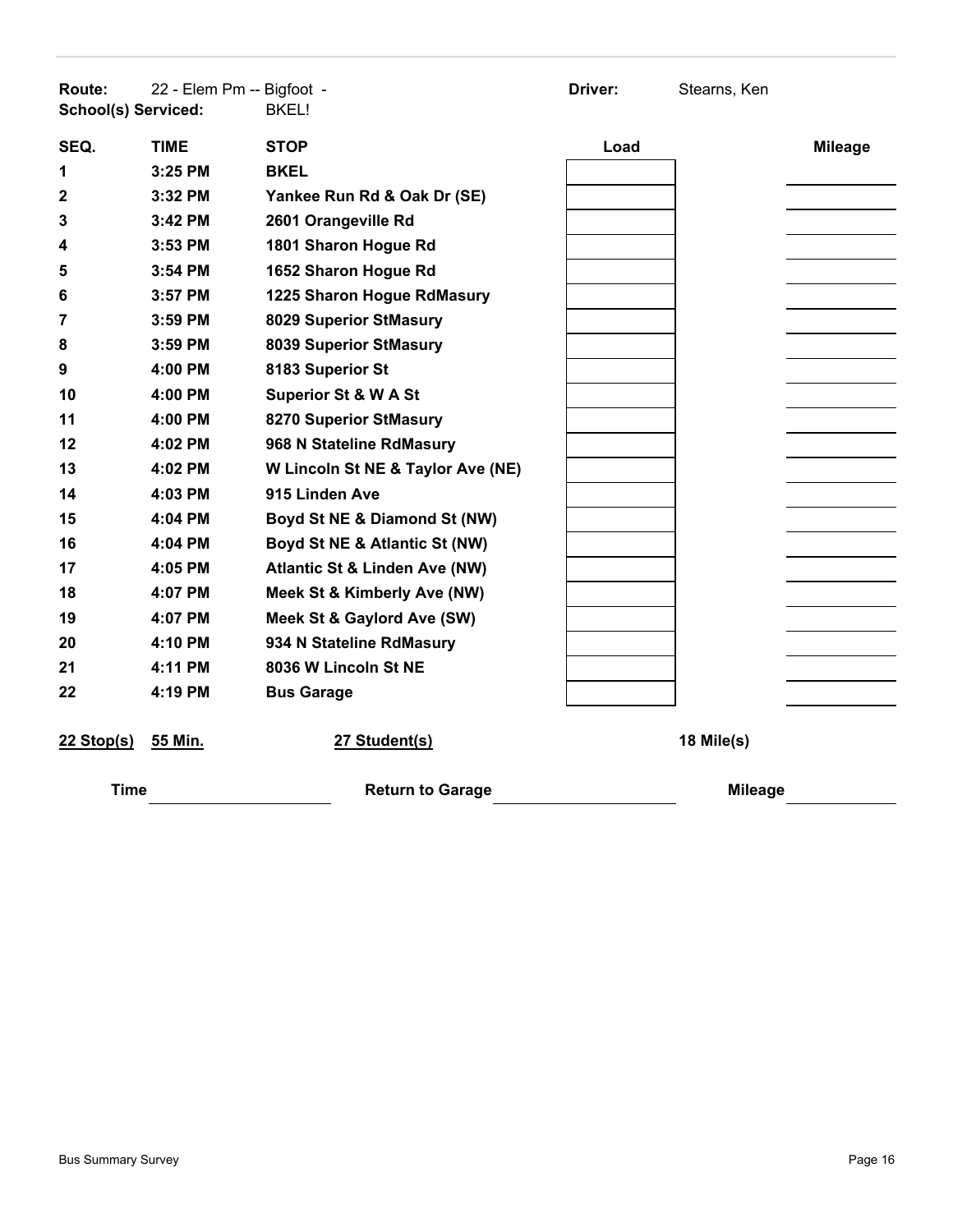**Route:** 22 - Elem Pm -- Bigfoot - **Driver:** Stearns, Ken
**School(s) Serviced:** BKEL!

| SEQ. | TIME | STOP | Load | Mileage |
|---|---|---|---|---|
| 1 | 3:25 PM | BKEL | | |
| 2 | 3:32 PM | Yankee Run Rd & Oak Dr (SE) | | |
| 3 | 3:42 PM | 2601 Orangeville Rd | | |
| 4 | 3:53 PM | 1801 Sharon Hogue Rd | | |
| 5 | 3:54 PM | 1652 Sharon Hogue Rd | | |
| 6 | 3:57 PM | 1225 Sharon Hogue RdMasury | | |
| 7 | 3:59 PM | 8029 Superior StMasury | | |
| 8 | 3:59 PM | 8039 Superior StMasury | | |
| 9 | 4:00 PM | 8183 Superior St | | |
| 10 | 4:00 PM | Superior St & W A St | | |
| 11 | 4:00 PM | 8270 Superior StMasury | | |
| 12 | 4:02 PM | 968 N Stateline RdMasury | | |
| 13 | 4:02 PM | W Lincoln St NE & Taylor Ave (NE) | | |
| 14 | 4:03 PM | 915 Linden Ave | | |
| 15 | 4:04 PM | Boyd St NE & Diamond St (NW) | | |
| 16 | 4:04 PM | Boyd St NE & Atlantic St (NW) | | |
| 17 | 4:05 PM | Atlantic St & Linden Ave (NW) | | |
| 18 | 4:07 PM | Meek St & Kimberly Ave (NW) | | |
| 19 | 4:07 PM | Meek St & Gaylord Ave (SW) | | |
| 20 | 4:10 PM | 934 N Stateline RdMasury | | |
| 21 | 4:11 PM | 8036 W Lincoln St NE | | |
| 22 | 4:19 PM | Bus Garage | | |

**22 Stop(s)** **55 Min.** **27 Student(s)** **18 Mile(s)**

**Time** ______________ **Return to Garage** ______________ **Mileage** ______________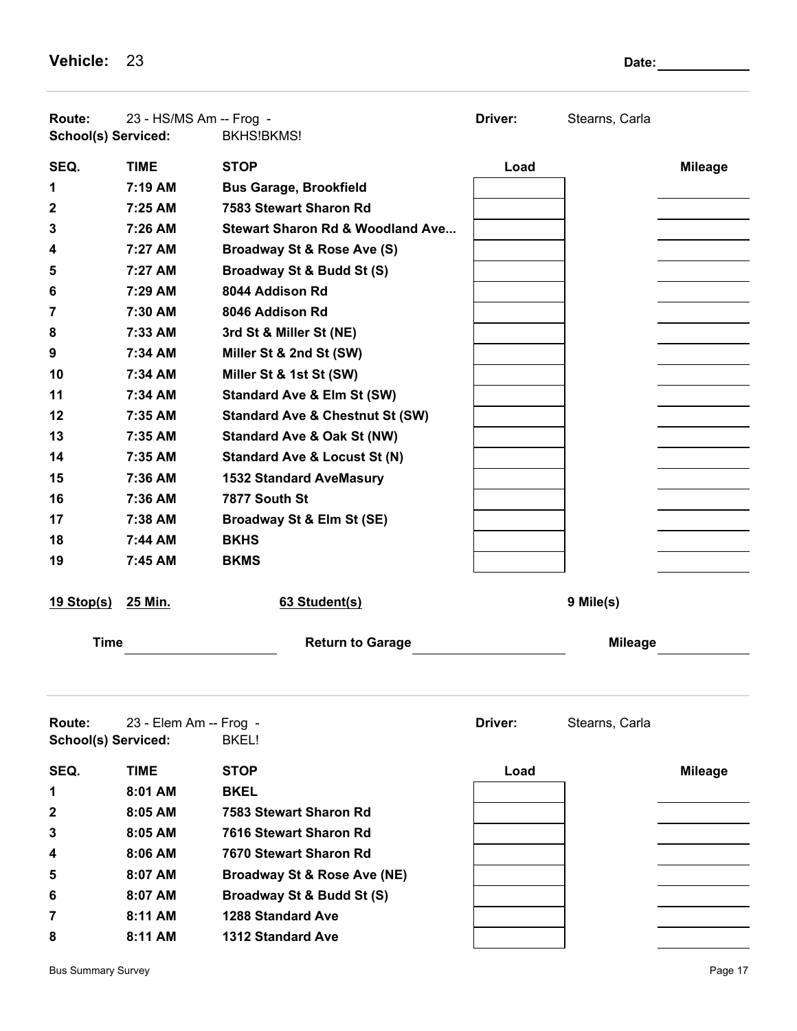**Vehicle:** 23 **Date:** ____________

**Route:** 23 - HS/MS Am -- Frog - **Driver:** Stearns, Carla
**School(s) Serviced:** BKHS!BKMS!

| SEQ. | TIME | STOP | Load | Mileage |
|---|---|---|---|---|
| 1 | 7:19 AM | Bus Garage, Brookfield | | |
| 2 | 7:25 AM | 7583 Stewart Sharon Rd | | |
| 3 | 7:26 AM | Stewart Sharon Rd & Woodland Ave... | | |
| 4 | 7:27 AM | Broadway St & Rose Ave (S) | | |
| 5 | 7:27 AM | Broadway St & Budd St (S) | | |
| 6 | 7:29 AM | 8044 Addison Rd | | |
| 7 | 7:30 AM | 8046 Addison Rd | | |
| 8 | 7:33 AM | 3rd St & Miller St (NE) | | |
| 9 | 7:34 AM | Miller St & 2nd St (SW) | | |
| 10 | 7:34 AM | Miller St & 1st St (SW) | | |
| 11 | 7:34 AM | Standard Ave & Elm St (SW) | | |
| 12 | 7:35 AM | Standard Ave & Chestnut St (SW) | | |
| 13 | 7:35 AM | Standard Ave & Oak St (NW) | | |
| 14 | 7:35 AM | Standard Ave & Locust St (N) | | |
| 15 | 7:36 AM | 1532 Standard AveMasury | | |
| 16 | 7:36 AM | 7877 South St | | |
| 17 | 7:38 AM | Broadway St & Elm St (SE) | | |
| 18 | 7:44 AM | BKHS | | |
| 19 | 7:45 AM | BKMS | | |

**19 Stop(s)** **25 Min.** **63 Student(s)** **9 Mile(s)**

**Time** ____________ **Return to Garage** ____________ **Mileage** ____________

**Route:** 23 - Elem Am -- Frog - **Driver:** Stearns, Carla
**School(s) Serviced:** BKEL!

| SEQ. | TIME | STOP | Load | Mileage |
|---|---|---|---|---|
| 1 | 8:01 AM | BKEL | | |
| 2 | 8:05 AM | 7583 Stewart Sharon Rd | | |
| 3 | 8:05 AM | 7616 Stewart Sharon Rd | | |
| 4 | 8:06 AM | 7670 Stewart Sharon Rd | | |
| 5 | 8:07 AM | Broadway St & Rose Ave (NE) | | |
| 6 | 8:07 AM | Broadway St & Budd St (S) | | |
| 7 | 8:11 AM | 1288 Standard Ave | | |
| 8 | 8:11 AM | 1312 Standard Ave | | |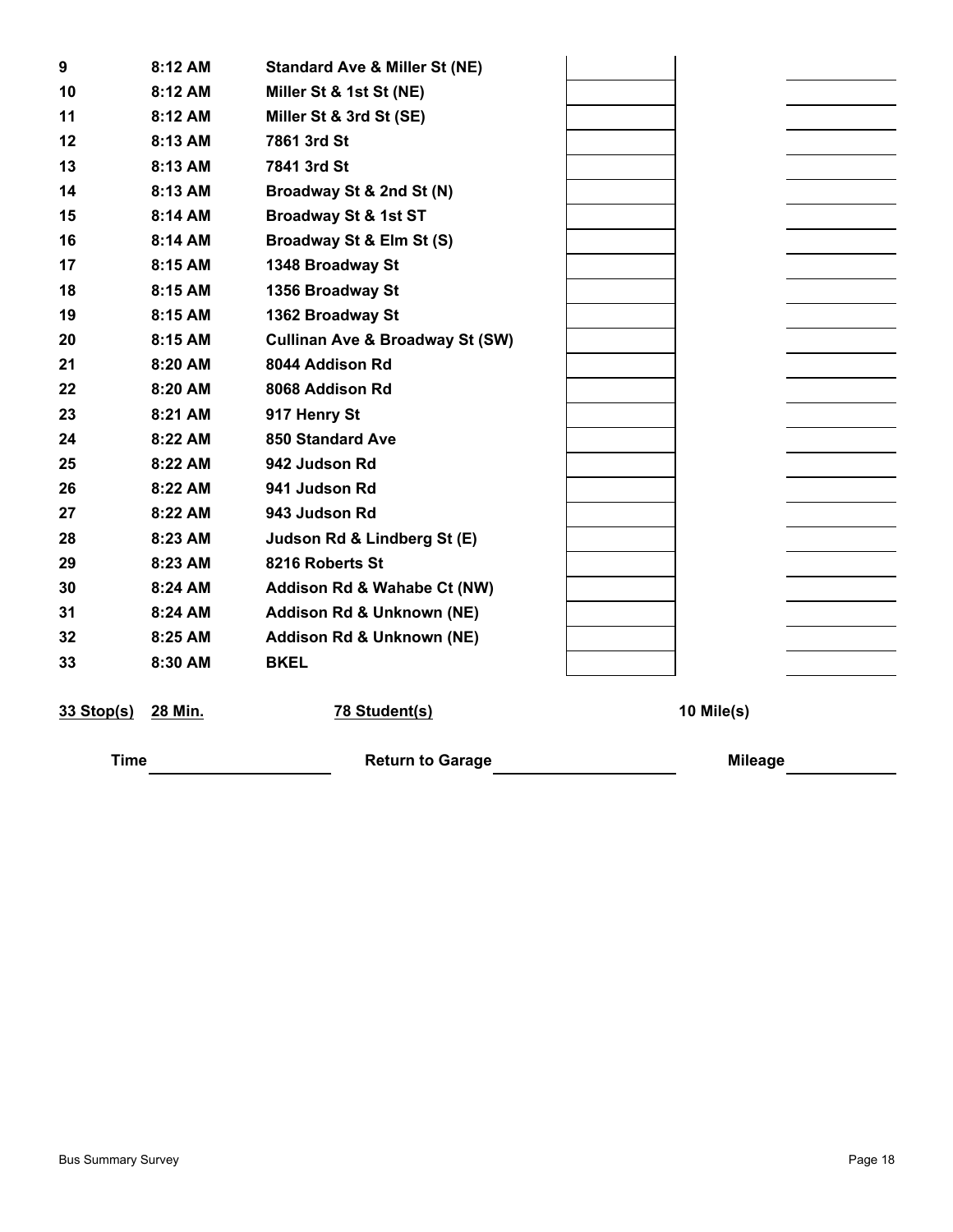| | | | | |
|---|---|---|---|---|
| 9 | 8:12 AM | Standard Ave & Miller St (NE) | | |
| 10 | 8:12 AM | Miller St & 1st St (NE) | | |
| 11 | 8:12 AM | Miller St & 3rd St (SE) | | |
| 12 | 8:13 AM | 7861 3rd St | | |
| 13 | 8:13 AM | 7841 3rd St | | |
| 14 | 8:13 AM | Broadway St & 2nd St (N) | | |
| 15 | 8:14 AM | Broadway St & 1st ST | | |
| 16 | 8:14 AM | Broadway St & Elm St (S) | | |
| 17 | 8:15 AM | 1348 Broadway St | | |
| 18 | 8:15 AM | 1356 Broadway St | | |
| 19 | 8:15 AM | 1362 Broadway St | | |
| 20 | 8:15 AM | Cullinan Ave & Broadway St (SW) | | |
| 21 | 8:20 AM | 8044 Addison Rd | | |
| 22 | 8:20 AM | 8068 Addison Rd | | |
| 23 | 8:21 AM | 917 Henry St | | |
| 24 | 8:22 AM | 850 Standard Ave | | |
| 25 | 8:22 AM | 942 Judson Rd | | |
| 26 | 8:22 AM | 941 Judson Rd | | |
| 27 | 8:22 AM | 943 Judson Rd | | |
| 28 | 8:23 AM | Judson Rd & Lindberg St (E) | | |
| 29 | 8:23 AM | 8216 Roberts St | | |
| 30 | 8:24 AM | Addison Rd & Wahabe Ct (NW) | | |
| 31 | 8:24 AM | Addison Rd & Unknown (NE) | | |
| 32 | 8:25 AM | Addison Rd & Unknown (NE) | | |
| 33 | 8:30 AM | BKEL | | |

**33 Stop(s)** **28 Min.** **78 Student(s)** **10 Mile(s)**

**Time** ____________ **Return to Garage** ____________ **Mileage** ____________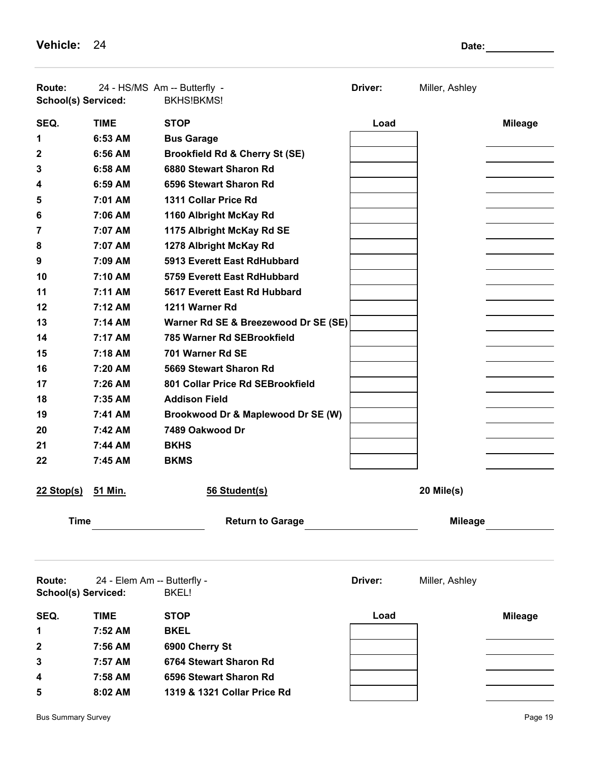**Vehicle:** 24 **Date:** ____________

**Route:** 24 - HS/MS Am -- Butterfly - **Driver:** Miller, Ashley
**School(s) Serviced:** BKHS!BKMS!

| SEQ. | TIME | STOP | Load | Mileage |
|---|---|---|---|---|
| 1 | 6:53 AM | Bus Garage | | |
| 2 | 6:56 AM | Brookfield Rd & Cherry St (SE) | | |
| 3 | 6:58 AM | 6880 Stewart Sharon Rd | | |
| 4 | 6:59 AM | 6596 Stewart Sharon Rd | | |
| 5 | 7:01 AM | 1311 Collar Price Rd | | |
| 6 | 7:06 AM | 1160 Albright McKay Rd | | |
| 7 | 7:07 AM | 1175 Albright McKay Rd SE | | |
| 8 | 7:07 AM | 1278 Albright McKay Rd | | |
| 9 | 7:09 AM | 5913 Everett East RdHubbard | | |
| 10 | 7:10 AM | 5759 Everett East RdHubbard | | |
| 11 | 7:11 AM | 5617 Everett East Rd Hubbard | | |
| 12 | 7:12 AM | 1211 Warner Rd | | |
| 13 | 7:14 AM | Warner Rd SE & Breezewood Dr SE (SE) | | |
| 14 | 7:17 AM | 785 Warner Rd SEBrookfield | | |
| 15 | 7:18 AM | 701 Warner Rd SE | | |
| 16 | 7:20 AM | 5669 Stewart Sharon Rd | | |
| 17 | 7:26 AM | 801 Collar Price Rd SEBrookfield | | |
| 18 | 7:35 AM | Addison Field | | |
| 19 | 7:41 AM | Brookwood Dr & Maplewood Dr SE (W) | | |
| 20 | 7:42 AM | 7489 Oakwood Dr | | |
| 21 | 7:44 AM | BKHS | | |
| 22 | 7:45 AM | BKMS | | |

**22 Stop(s)** **51 Min.** **56 Student(s)** **20 Mile(s)**

**Time** ____________ **Return to Garage** ____________ **Mileage** ____________

**Route:** 24 - Elem Am -- Butterfly - **Driver:** Miller, Ashley
**School(s) Serviced:** BKEL!

| SEQ. | TIME | STOP | Load | Mileage |
|---|---|---|---|---|
| 1 | 7:52 AM | BKEL | | |
| 2 | 7:56 AM | 6900 Cherry St | | |
| 3 | 7:57 AM | 6764 Stewart Sharon Rd | | |
| 4 | 7:58 AM | 6596 Stewart Sharon Rd | | |
| 5 | 8:02 AM | 1319 & 1321 Collar Price Rd | | |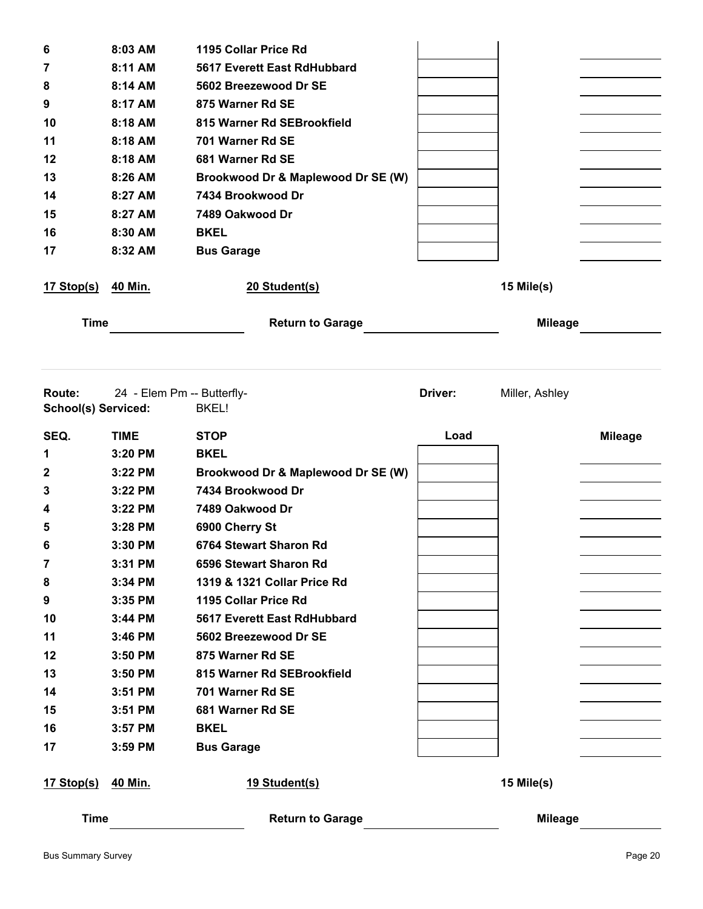| SEQ. | TIME | STOP | Load | Mileage |
|---|---|---|---|---|
| 6 | 8:03 AM | 1195 Collar Price Rd | | |
| 7 | 8:11 AM | 5617 Everett East RdHubbard | | |
| 8 | 8:14 AM | 5602 Breezewood Dr SE | | |
| 9 | 8:17 AM | 875 Warner Rd SE | | |
| 10 | 8:18 AM | 815 Warner Rd SEBrookfield | | |
| 11 | 8:18 AM | 701 Warner Rd SE | | |
| 12 | 8:18 AM | 681 Warner Rd SE | | |
| 13 | 8:26 AM | Brookwood Dr & Maplewood Dr SE (W) | | |
| 14 | 8:27 AM | 7434 Brookwood Dr | | |
| 15 | 8:27 AM | 7489 Oakwood Dr | | |
| 16 | 8:30 AM | BKEL | | |
| 17 | 8:32 AM | Bus Garage | | |

**17 Stop(s)** **40 Min.** **20 Student(s)** **15 Mile(s)**

**Time** ____________ **Return to Garage** ____________ **Mileage** ____________

---

**Route:** 24 - Elem Pm -- Butterfly- **Driver:** Miller, Ashley

**School(s) Serviced:** BKEL!

| SEQ. | TIME | STOP | Load | Mileage |
|---|---|---|---|---|
| 1 | 3:20 PM | BKEL | | |
| 2 | 3:22 PM | Brookwood Dr & Maplewood Dr SE (W) | | |
| 3 | 3:22 PM | 7434 Brookwood Dr | | |
| 4 | 3:22 PM | 7489 Oakwood Dr | | |
| 5 | 3:28 PM | 6900 Cherry St | | |
| 6 | 3:30 PM | 6764 Stewart Sharon Rd | | |
| 7 | 3:31 PM | 6596 Stewart Sharon Rd | | |
| 8 | 3:34 PM | 1319 & 1321 Collar Price Rd | | |
| 9 | 3:35 PM | 1195 Collar Price Rd | | |
| 10 | 3:44 PM | 5617 Everett East RdHubbard | | |
| 11 | 3:46 PM | 5602 Breezewood Dr SE | | |
| 12 | 3:50 PM | 875 Warner Rd SE | | |
| 13 | 3:50 PM | 815 Warner Rd SEBrookfield | | |
| 14 | 3:51 PM | 701 Warner Rd SE | | |
| 15 | 3:51 PM | 681 Warner Rd SE | | |
| 16 | 3:57 PM | BKEL | | |
| 17 | 3:59 PM | Bus Garage | | |

**17 Stop(s)** **40 Min.** **19 Student(s)** **15 Mile(s)**

**Time** ____________ **Return to Garage** ____________ **Mileage** ____________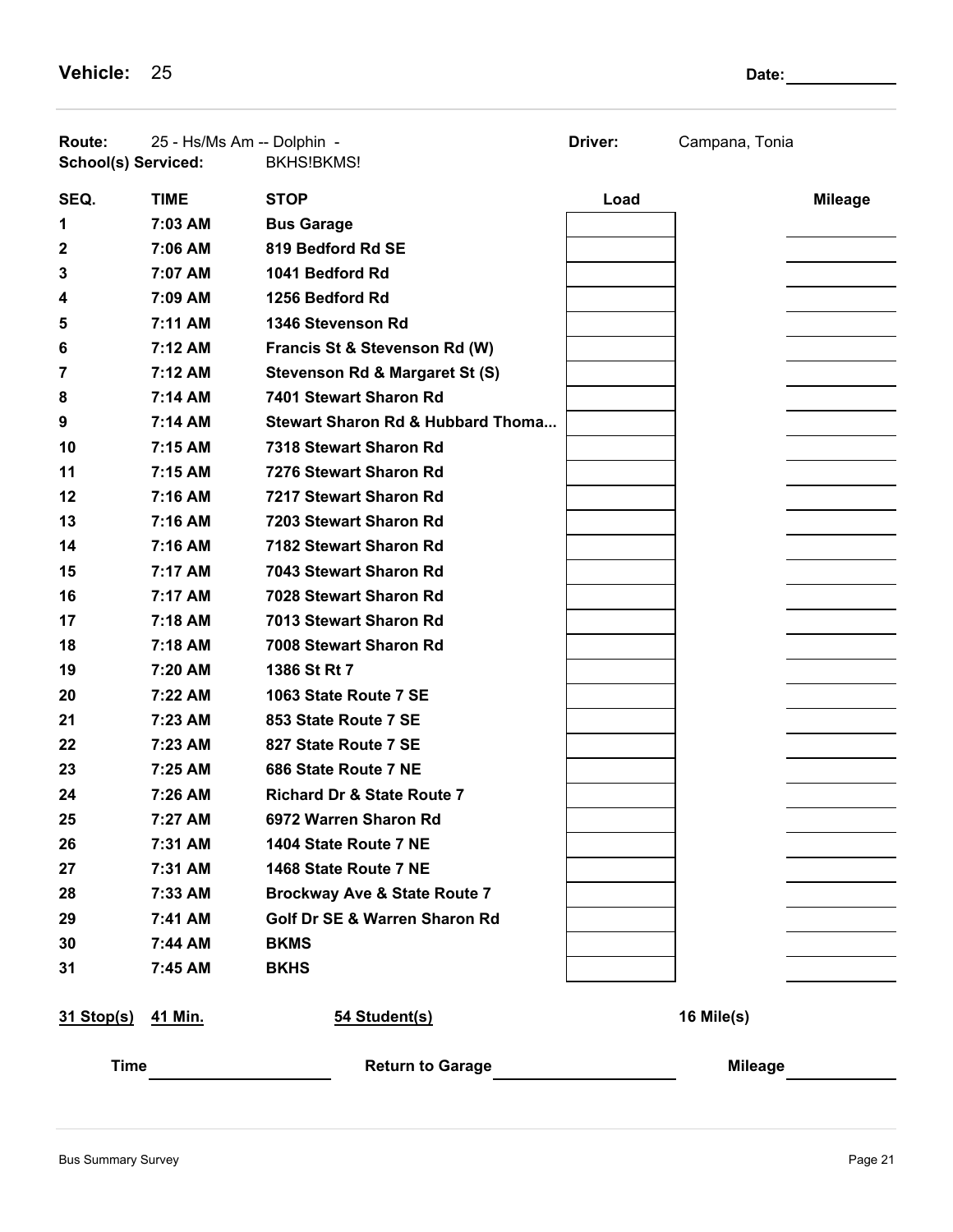**Vehicle:** 25 **Date:** ____________

**Route:** 25 - Hs/Ms Am -- Dolphin - **Driver:** Campana, Tonia
**School(s) Serviced:** BKHS!BKMS!

| SEQ. | TIME | STOP | Load | Mileage |
|---|---|---|---|---|
| 1 | 7:03 AM | **Bus Garage** | | |
| 2 | 7:06 AM | **819 Bedford Rd SE** | | |
| 3 | 7:07 AM | **1041 Bedford Rd** | | |
| 4 | 7:09 AM | **1256 Bedford Rd** | | |
| 5 | 7:11 AM | **1346 Stevenson Rd** | | |
| 6 | 7:12 AM | **Francis St & Stevenson Rd (W)** | | |
| 7 | 7:12 AM | **Stevenson Rd & Margaret St (S)** | | |
| 8 | 7:14 AM | **7401 Stewart Sharon Rd** | | |
| 9 | 7:14 AM | **Stewart Sharon Rd & Hubbard Thoma...** | | |
| 10 | 7:15 AM | **7318 Stewart Sharon Rd** | | |
| 11 | 7:15 AM | **7276 Stewart Sharon Rd** | | |
| 12 | 7:16 AM | **7217 Stewart Sharon Rd** | | |
| 13 | 7:16 AM | **7203 Stewart Sharon Rd** | | |
| 14 | 7:16 AM | **7182 Stewart Sharon Rd** | | |
| 15 | 7:17 AM | **7043 Stewart Sharon Rd** | | |
| 16 | 7:17 AM | **7028 Stewart Sharon Rd** | | |
| 17 | 7:18 AM | **7013 Stewart Sharon Rd** | | |
| 18 | 7:18 AM | **7008 Stewart Sharon Rd** | | |
| 19 | 7:20 AM | **1386 St Rt 7** | | |
| 20 | 7:22 AM | **1063 State Route 7 SE** | | |
| 21 | 7:23 AM | **853 State Route 7 SE** | | |
| 22 | 7:23 AM | **827 State Route 7 SE** | | |
| 23 | 7:25 AM | **686 State Route 7 NE** | | |
| 24 | 7:26 AM | **Richard Dr & State Route 7** | | |
| 25 | 7:27 AM | **6972 Warren Sharon Rd** | | |
| 26 | 7:31 AM | **1404 State Route 7 NE** | | |
| 27 | 7:31 AM | **1468 State Route 7 NE** | | |
| 28 | 7:33 AM | **Brockway Ave & State Route 7** | | |
| 29 | 7:41 AM | **Golf Dr SE & Warren Sharon Rd** | | |
| 30 | 7:44 AM | **BKMS** | | |
| 31 | 7:45 AM | **BKHS** | | |

**31 Stop(s)** **41 Min.** **54 Student(s)** **16 Mile(s)**

**Time** ____________ **Return to Garage** ____________ **Mileage** ____________

Bus Summary Survey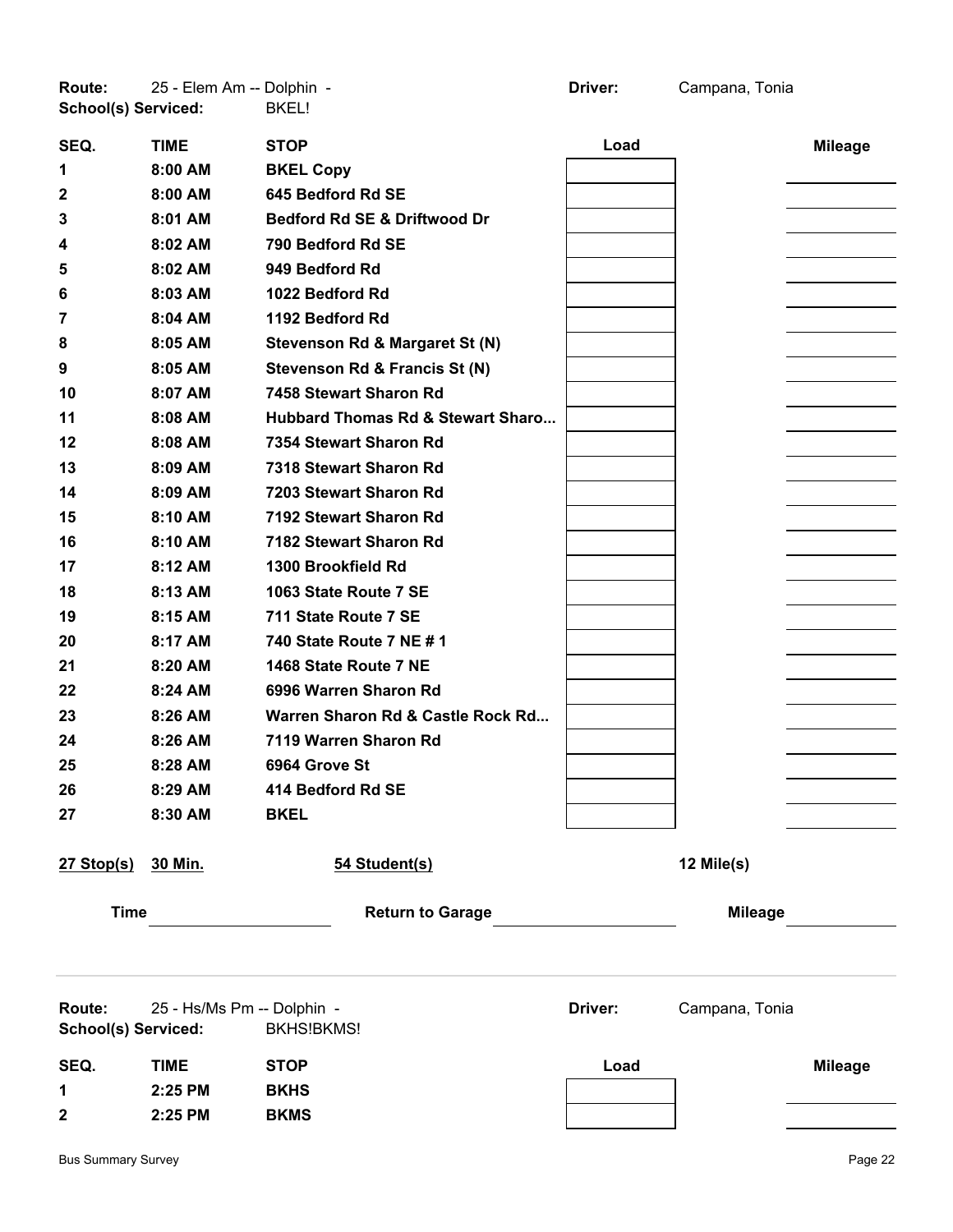**Route:** 25 - Elem Am -- Dolphin - **Driver:** Campana, Tonia
**School(s) Serviced:** BKEL!

| SEQ. | TIME | STOP | Load | Mileage |
|---|---|---|---|---|
| 1 | 8:00 AM | BKEL Copy | | |
| 2 | 8:00 AM | 645 Bedford Rd SE | | |
| 3 | 8:01 AM | Bedford Rd SE & Driftwood Dr | | |
| 4 | 8:02 AM | 790 Bedford Rd SE | | |
| 5 | 8:02 AM | 949 Bedford Rd | | |
| 6 | 8:03 AM | 1022 Bedford Rd | | |
| 7 | 8:04 AM | 1192 Bedford Rd | | |
| 8 | 8:05 AM | Stevenson Rd & Margaret St (N) | | |
| 9 | 8:05 AM | Stevenson Rd & Francis St (N) | | |
| 10 | 8:07 AM | 7458 Stewart Sharon Rd | | |
| 11 | 8:08 AM | Hubbard Thomas Rd & Stewart Sharo... | | |
| 12 | 8:08 AM | 7354 Stewart Sharon Rd | | |
| 13 | 8:09 AM | 7318 Stewart Sharon Rd | | |
| 14 | 8:09 AM | 7203 Stewart Sharon Rd | | |
| 15 | 8:10 AM | 7192 Stewart Sharon Rd | | |
| 16 | 8:10 AM | 7182 Stewart Sharon Rd | | |
| 17 | 8:12 AM | 1300 Brookfield Rd | | |
| 18 | 8:13 AM | 1063 State Route 7 SE | | |
| 19 | 8:15 AM | 711 State Route 7 SE | | |
| 20 | 8:17 AM | 740 State Route 7 NE # 1 | | |
| 21 | 8:20 AM | 1468 State Route 7 NE | | |
| 22 | 8:24 AM | 6996 Warren Sharon Rd | | |
| 23 | 8:26 AM | Warren Sharon Rd & Castle Rock Rd... | | |
| 24 | 8:26 AM | 7119 Warren Sharon Rd | | |
| 25 | 8:28 AM | 6964 Grove St | | |
| 26 | 8:29 AM | 414 Bedford Rd SE | | |
| 27 | 8:30 AM | BKEL | | |

**27 Stop(s)** **30 Min.** **54 Student(s)** **12 Mile(s)**

**Time** ____________ **Return to Garage** ____________ **Mileage** ____________

---

**Route:** 25 - Hs/Ms Pm -- Dolphin - **Driver:** Campana, Tonia
**School(s) Serviced:** BKHS!BKMS!

| SEQ. | TIME | STOP | Load | Mileage |
|---|---|---|---|---|
| 1 | 2:25 PM | BKHS | | |
| 2 | 2:25 PM | BKMS | | |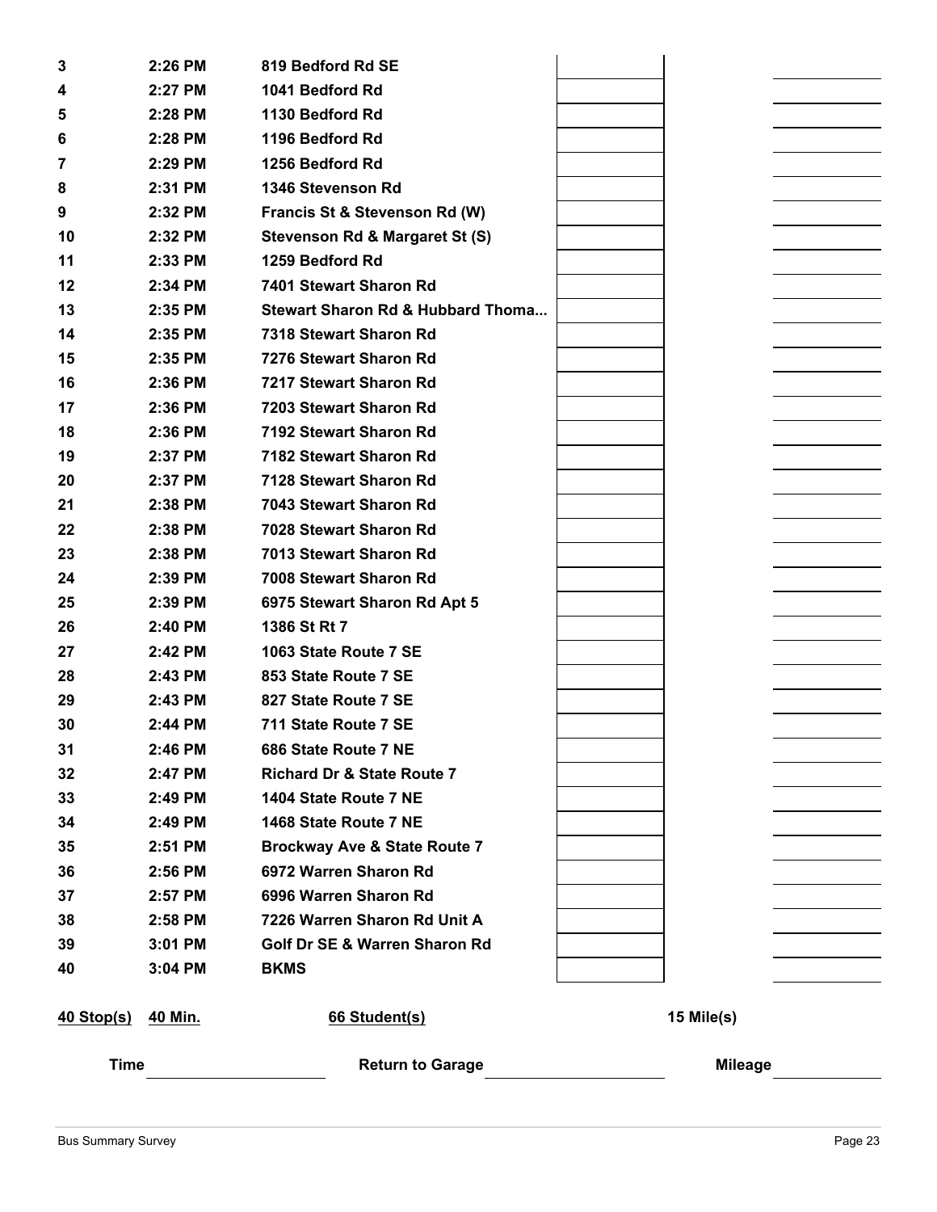| | | | | | |
|---|---|---|---|---|---|
| 3 | 2:26 PM | 819 Bedford Rd SE | | | |
| 4 | 2:27 PM | 1041 Bedford Rd | | | |
| 5 | 2:28 PM | 1130 Bedford Rd | | | |
| 6 | 2:28 PM | 1196 Bedford Rd | | | |
| 7 | 2:29 PM | 1256 Bedford Rd | | | |
| 8 | 2:31 PM | 1346 Stevenson Rd | | | |
| 9 | 2:32 PM | Francis St & Stevenson Rd (W) | | | |
| 10 | 2:32 PM | Stevenson Rd & Margaret St (S) | | | |
| 11 | 2:33 PM | 1259 Bedford Rd | | | |
| 12 | 2:34 PM | 7401 Stewart Sharon Rd | | | |
| 13 | 2:35 PM | Stewart Sharon Rd & Hubbard Thoma... | | | |
| 14 | 2:35 PM | 7318 Stewart Sharon Rd | | | |
| 15 | 2:35 PM | 7276 Stewart Sharon Rd | | | |
| 16 | 2:36 PM | 7217 Stewart Sharon Rd | | | |
| 17 | 2:36 PM | 7203 Stewart Sharon Rd | | | |
| 18 | 2:36 PM | 7192 Stewart Sharon Rd | | | |
| 19 | 2:37 PM | 7182 Stewart Sharon Rd | | | |
| 20 | 2:37 PM | 7128 Stewart Sharon Rd | | | |
| 21 | 2:38 PM | 7043 Stewart Sharon Rd | | | |
| 22 | 2:38 PM | 7028 Stewart Sharon Rd | | | |
| 23 | 2:38 PM | 7013 Stewart Sharon Rd | | | |
| 24 | 2:39 PM | 7008 Stewart Sharon Rd | | | |
| 25 | 2:39 PM | 6975 Stewart Sharon Rd Apt 5 | | | |
| 26 | 2:40 PM | 1386 St Rt 7 | | | |
| 27 | 2:42 PM | 1063 State Route 7 SE | | | |
| 28 | 2:43 PM | 853 State Route 7 SE | | | |
| 29 | 2:43 PM | 827 State Route 7 SE | | | |
| 30 | 2:44 PM | 711 State Route 7 SE | | | |
| 31 | 2:46 PM | 686 State Route 7 NE | | | |
| 32 | 2:47 PM | Richard Dr & State Route 7 | | | |
| 33 | 2:49 PM | 1404 State Route 7 NE | | | |
| 34 | 2:49 PM | 1468 State Route 7 NE | | | |
| 35 | 2:51 PM | Brockway Ave & State Route 7 | | | |
| 36 | 2:56 PM | 6972 Warren Sharon Rd | | | |
| 37 | 2:57 PM | 6996 Warren Sharon Rd | | | |
| 38 | 2:58 PM | 7226 Warren Sharon Rd Unit A | | | |
| 39 | 3:01 PM | Golf Dr SE & Warren Sharon Rd | | | |
| 40 | 3:04 PM | BKMS | | | |

**40 Stop(s)** **40 Min.** **66 Student(s)** **15 Mile(s)**

**Time** ____________ **Return to Garage** ____________ **Mileage** ____________

Bus Summary Survey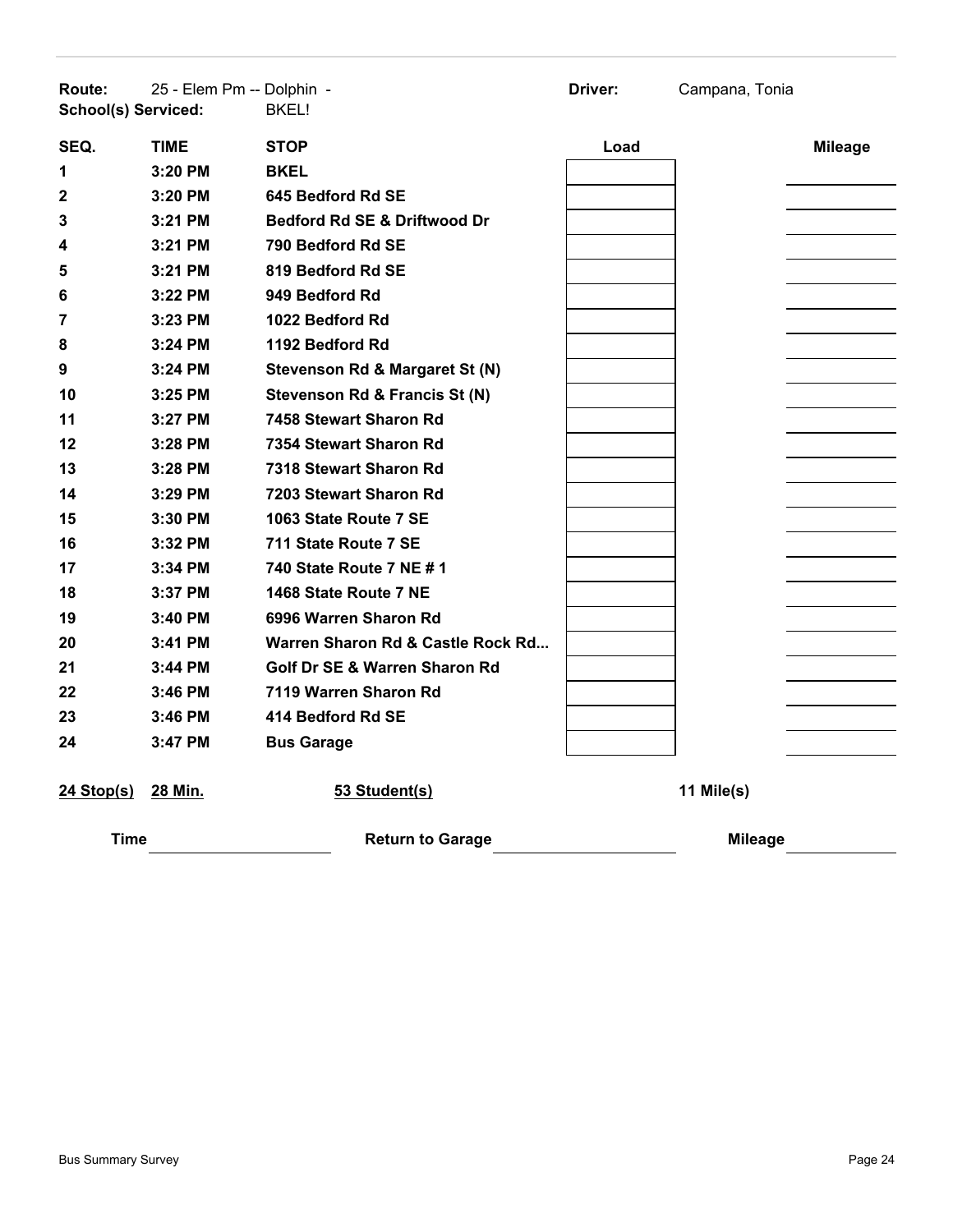**Route:** 25 - Elem Pm -- Dolphin - **Driver:** Campana, Tonia
**School(s) Serviced:** BKEL!

| SEQ. | TIME | STOP | Load | Mileage |
|---|---|---|---|---|
| 1 | 3:20 PM | BKEL | | |
| 2 | 3:20 PM | 645 Bedford Rd SE | | |
| 3 | 3:21 PM | Bedford Rd SE & Driftwood Dr | | |
| 4 | 3:21 PM | 790 Bedford Rd SE | | |
| 5 | 3:21 PM | 819 Bedford Rd SE | | |
| 6 | 3:22 PM | 949 Bedford Rd | | |
| 7 | 3:23 PM | 1022 Bedford Rd | | |
| 8 | 3:24 PM | 1192 Bedford Rd | | |
| 9 | 3:24 PM | Stevenson Rd & Margaret St (N) | | |
| 10 | 3:25 PM | Stevenson Rd & Francis St (N) | | |
| 11 | 3:27 PM | 7458 Stewart Sharon Rd | | |
| 12 | 3:28 PM | 7354 Stewart Sharon Rd | | |
| 13 | 3:28 PM | 7318 Stewart Sharon Rd | | |
| 14 | 3:29 PM | 7203 Stewart Sharon Rd | | |
| 15 | 3:30 PM | 1063 State Route 7 SE | | |
| 16 | 3:32 PM | 711 State Route 7 SE | | |
| 17 | 3:34 PM | 740 State Route 7 NE # 1 | | |
| 18 | 3:37 PM | 1468 State Route 7 NE | | |
| 19 | 3:40 PM | 6996 Warren Sharon Rd | | |
| 20 | 3:41 PM | Warren Sharon Rd & Castle Rock Rd... | | |
| 21 | 3:44 PM | Golf Dr SE & Warren Sharon Rd | | |
| 22 | 3:46 PM | 7119 Warren Sharon Rd | | |
| 23 | 3:46 PM | 414 Bedford Rd SE | | |
| 24 | 3:47 PM | Bus Garage | | |

24 Stop(s) 28 Min. 53 Student(s) 11 Mile(s)

Time ______________ Return to Garage ______________ Mileage ______________